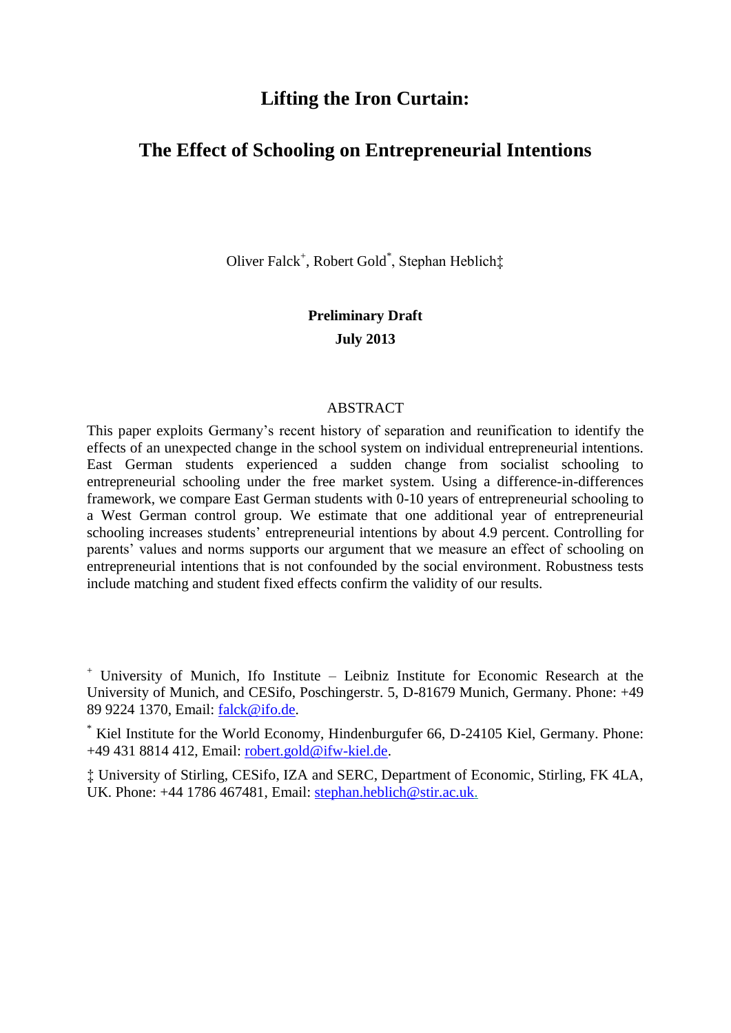# Lifting the Iron Curtain:

# The Effect of Schooling on Entrepreneurial Intentions

Oliver Falck[+], Robert Gold[*], Stephan Heblich[‡]

**Preliminary Draft**

**July 2013**

## ABSTRACT

This paper exploits Germany's recent history of separation and reunification to identify the effects of an unexpected change in the school system on individual entrepreneurial intentions. East German students experienced a sudden change from socialist schooling to entrepreneurial schooling under the free market system. Using a difference-in-differences framework, we compare East German students with 0-10 years of entrepreneurial schooling to a West German control group. We estimate that one additional year of entrepreneurial schooling increases students' entrepreneurial intentions by about 4.9 percent. Controlling for parents' values and norms supports our argument that we measure an effect of schooling on entrepreneurial intentions that is not confounded by the social environment. Robustness tests include matching and student fixed effects confirm the validity of our results.

[+] University of Munich, Ifo Institute – Leibniz Institute for Economic Research at the University of Munich, and CESifo, Poschingerstr. 5, D-81679 Munich, Germany. Phone: +49 89 9224 1370, Email: falck@ifo.de.

[*] Kiel Institute for the World Economy, Hindenburgufer 66, D-24105 Kiel, Germany. Phone: +49 431 8814 412, Email: robert.gold@ifw-kiel.de.

[‡] University of Stirling, CESifo, IZA and SERC, Department of Economic, Stirling, FK 4LA, UK. Phone: +44 1786 467481, Email: stephan.heblich@stir.ac.uk.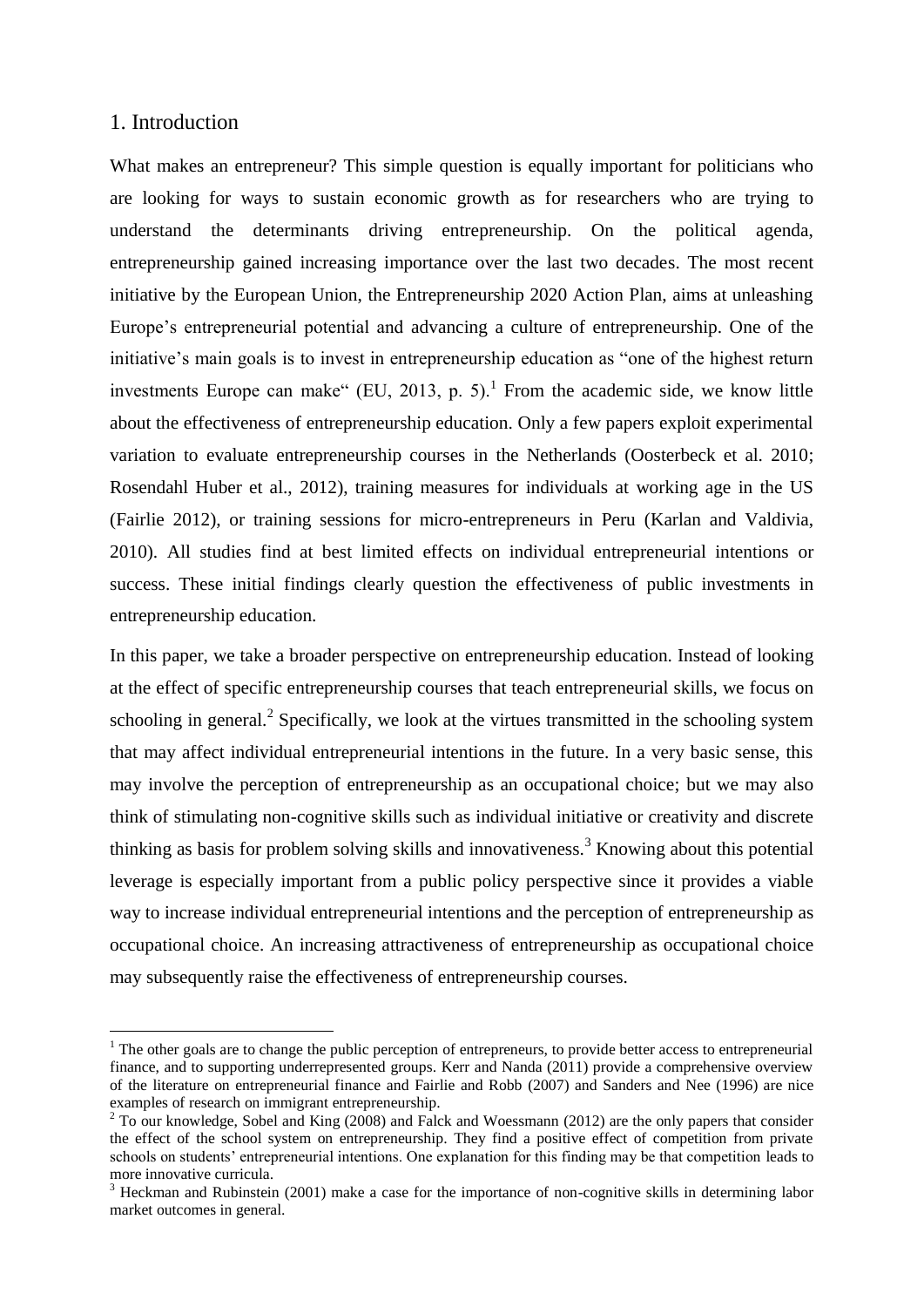## 1. Introduction

What makes an entrepreneur? This simple question is equally important for politicians who are looking for ways to sustain economic growth as for researchers who are trying to understand the determinants driving entrepreneurship. On the political agenda, entrepreneurship gained increasing importance over the last two decades. The most recent initiative by the European Union, the Entrepreneurship 2020 Action Plan, aims at unleashing Europe's entrepreneurial potential and advancing a culture of entrepreneurship. One of the initiative's main goals is to invest in entrepreneurship education as "one of the highest return investments Europe can make" (EU, 2013, p. 5).[1] From the academic side, we know little about the effectiveness of entrepreneurship education. Only a few papers exploit experimental variation to evaluate entrepreneurship courses in the Netherlands (Oosterbeck et al. 2010; Rosendahl Huber et al., 2012), training measures for individuals at working age in the US (Fairlie 2012), or training sessions for micro-entrepreneurs in Peru (Karlan and Valdivia, 2010). All studies find at best limited effects on individual entrepreneurial intentions or success. These initial findings clearly question the effectiveness of public investments in entrepreneurship education.

In this paper, we take a broader perspective on entrepreneurship education. Instead of looking at the effect of specific entrepreneurship courses that teach entrepreneurial skills, we focus on schooling in general.[2] Specifically, we look at the virtues transmitted in the schooling system that may affect individual entrepreneurial intentions in the future. In a very basic sense, this may involve the perception of entrepreneurship as an occupational choice; but we may also think of stimulating non-cognitive skills such as individual initiative or creativity and discrete thinking as basis for problem solving skills and innovativeness.[3] Knowing about this potential leverage is especially important from a public policy perspective since it provides a viable way to increase individual entrepreneurial intentions and the perception of entrepreneurship as occupational choice. An increasing attractiveness of entrepreneurship as occupational choice may subsequently raise the effectiveness of entrepreneurship courses.

---

[1] The other goals are to change the public perception of entrepreneurs, to provide better access to entrepreneurial finance, and to supporting underrepresented groups. Kerr and Nanda (2011) provide a comprehensive overview of the literature on entrepreneurial finance and Fairlie and Robb (2007) and Sanders and Nee (1996) are nice examples of research on immigrant entrepreneurship.

[2] To our knowledge, Sobel and King (2008) and Falck and Woessmann (2012) are the only papers that consider the effect of the school system on entrepreneurship. They find a positive effect of competition from private schools on students' entrepreneurial intentions. One explanation for this finding may be that competition leads to more innovative curricula.

[3] Heckman and Rubinstein (2001) make a case for the importance of non-cognitive skills in determining labor market outcomes in general.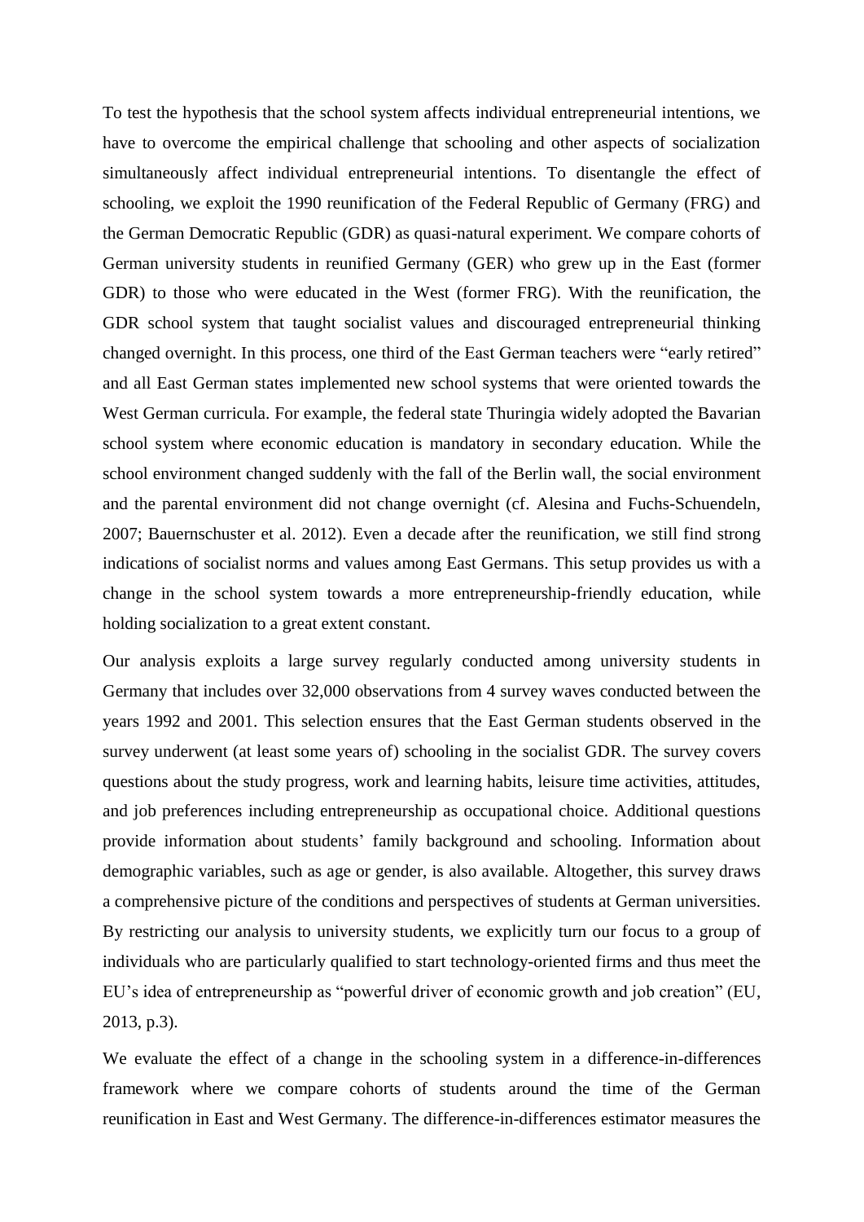To test the hypothesis that the school system affects individual entrepreneurial intentions, we have to overcome the empirical challenge that schooling and other aspects of socialization simultaneously affect individual entrepreneurial intentions. To disentangle the effect of schooling, we exploit the 1990 reunification of the Federal Republic of Germany (FRG) and the German Democratic Republic (GDR) as quasi-natural experiment. We compare cohorts of German university students in reunified Germany (GER) who grew up in the East (former GDR) to those who were educated in the West (former FRG). With the reunification, the GDR school system that taught socialist values and discouraged entrepreneurial thinking changed overnight. In this process, one third of the East German teachers were "early retired" and all East German states implemented new school systems that were oriented towards the West German curricula. For example, the federal state Thuringia widely adopted the Bavarian school system where economic education is mandatory in secondary education. While the school environment changed suddenly with the fall of the Berlin wall, the social environment and the parental environment did not change overnight (cf. Alesina and Fuchs-Schuendeln, 2007; Bauernschuster et al. 2012). Even a decade after the reunification, we still find strong indications of socialist norms and values among East Germans. This setup provides us with a change in the school system towards a more entrepreneurship-friendly education, while holding socialization to a great extent constant.

Our analysis exploits a large survey regularly conducted among university students in Germany that includes over 32,000 observations from 4 survey waves conducted between the years 1992 and 2001. This selection ensures that the East German students observed in the survey underwent (at least some years of) schooling in the socialist GDR. The survey covers questions about the study progress, work and learning habits, leisure time activities, attitudes, and job preferences including entrepreneurship as occupational choice. Additional questions provide information about students' family background and schooling. Information about demographic variables, such as age or gender, is also available. Altogether, this survey draws a comprehensive picture of the conditions and perspectives of students at German universities. By restricting our analysis to university students, we explicitly turn our focus to a group of individuals who are particularly qualified to start technology-oriented firms and thus meet the EU's idea of entrepreneurship as "powerful driver of economic growth and job creation" (EU, 2013, p.3).

We evaluate the effect of a change in the schooling system in a difference-in-differences framework where we compare cohorts of students around the time of the German reunification in East and West Germany. The difference-in-differences estimator measures the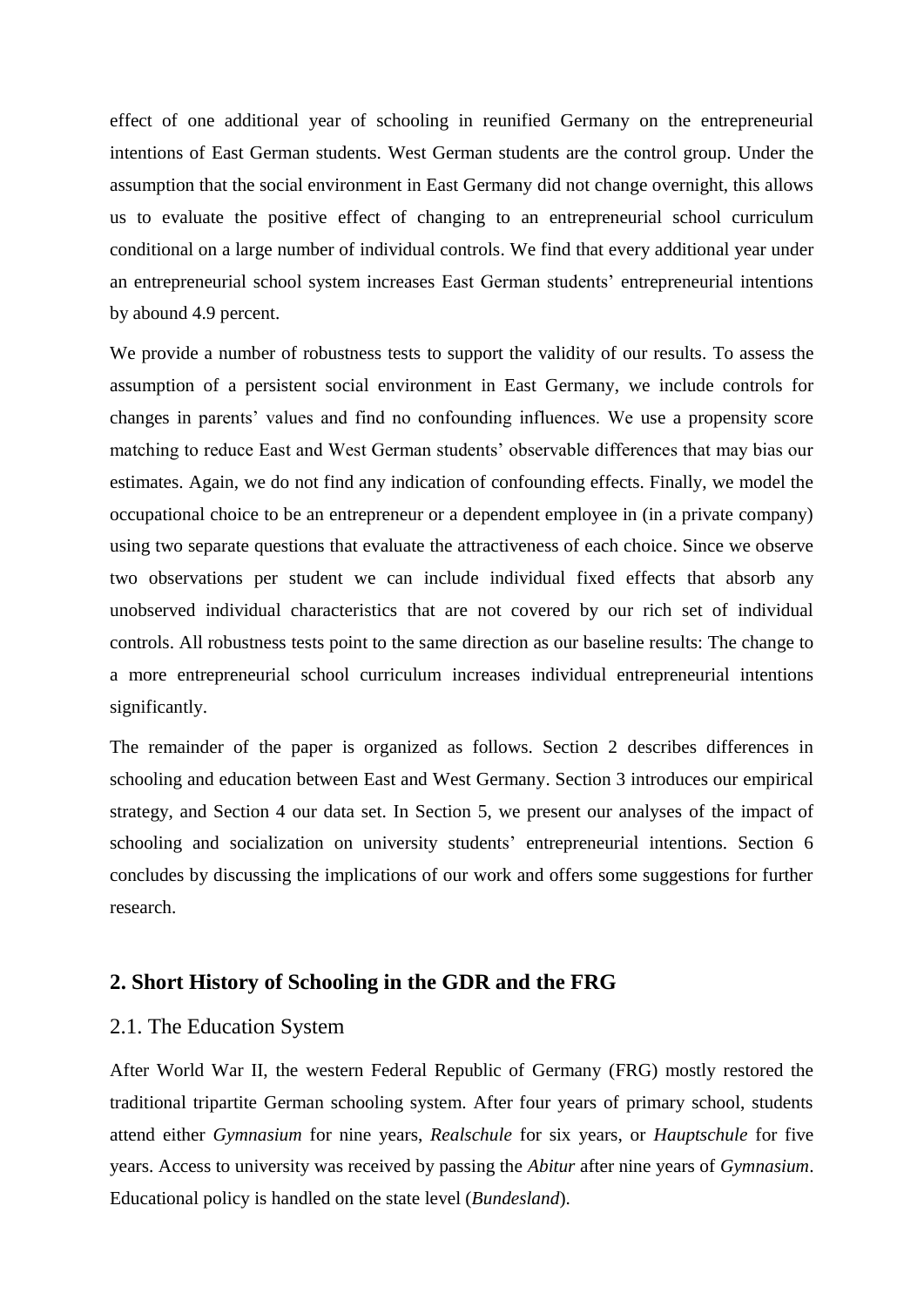effect of one additional year of schooling in reunified Germany on the entrepreneurial intentions of East German students. West German students are the control group. Under the assumption that the social environment in East Germany did not change overnight, this allows us to evaluate the positive effect of changing to an entrepreneurial school curriculum conditional on a large number of individual controls. We find that every additional year under an entrepreneurial school system increases East German students' entrepreneurial intentions by abound 4.9 percent.

We provide a number of robustness tests to support the validity of our results. To assess the assumption of a persistent social environment in East Germany, we include controls for changes in parents' values and find no confounding influences. We use a propensity score matching to reduce East and West German students' observable differences that may bias our estimates. Again, we do not find any indication of confounding effects. Finally, we model the occupational choice to be an entrepreneur or a dependent employee in (in a private company) using two separate questions that evaluate the attractiveness of each choice. Since we observe two observations per student we can include individual fixed effects that absorb any unobserved individual characteristics that are not covered by our rich set of individual controls. All robustness tests point to the same direction as our baseline results: The change to a more entrepreneurial school curriculum increases individual entrepreneurial intentions significantly.

The remainder of the paper is organized as follows. Section 2 describes differences in schooling and education between East and West Germany. Section 3 introduces our empirical strategy, and Section 4 our data set. In Section 5, we present our analyses of the impact of schooling and socialization on university students' entrepreneurial intentions. Section 6 concludes by discussing the implications of our work and offers some suggestions for further research.

## 2. Short History of Schooling in the GDR and the FRG

### 2.1. The Education System

After World War II, the western Federal Republic of Germany (FRG) mostly restored the traditional tripartite German schooling system. After four years of primary school, students attend either *Gymnasium* for nine years, *Realschule* for six years, or *Hauptschule* for five years. Access to university was received by passing the *Abitur* after nine years of *Gymnasium*. Educational policy is handled on the state level (*Bundesland*).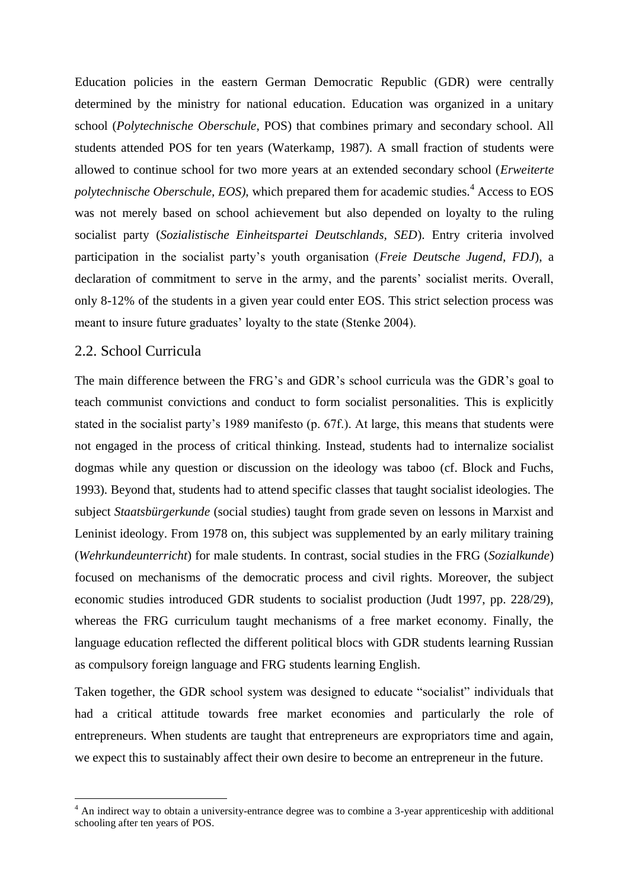Education policies in the eastern German Democratic Republic (GDR) were centrally determined by the ministry for national education. Education was organized in a unitary school (*Polytechnische Oberschule*, POS) that combines primary and secondary school. All students attended POS for ten years (Waterkamp, 1987). A small fraction of students were allowed to continue school for two more years at an extended secondary school (*Erweiterte polytechnische Oberschule, EOS)*, which prepared them for academic studies.[4] Access to EOS was not merely based on school achievement but also depended on loyalty to the ruling socialist party (*Sozialistische Einheitspartei Deutschlands*, *SED*). Entry criteria involved participation in the socialist party's youth organisation (*Freie Deutsche Jugend*, *FDJ*), a declaration of commitment to serve in the army, and the parents' socialist merits. Overall, only 8-12% of the students in a given year could enter EOS. This strict selection process was meant to insure future graduates' loyalty to the state (Stenke 2004).

## 2.2. School Curricula

The main difference between the FRG's and GDR's school curricula was the GDR's goal to teach communist convictions and conduct to form socialist personalities. This is explicitly stated in the socialist party's 1989 manifesto (p. 67f.). At large, this means that students were not engaged in the process of critical thinking. Instead, students had to internalize socialist dogmas while any question or discussion on the ideology was taboo (cf. Block and Fuchs, 1993). Beyond that, students had to attend specific classes that taught socialist ideologies. The subject *Staatsbürgerkunde* (social studies) taught from grade seven on lessons in Marxist and Leninist ideology. From 1978 on, this subject was supplemented by an early military training (*Wehrkundeunterricht*) for male students. In contrast, social studies in the FRG (*Sozialkunde*) focused on mechanisms of the democratic process and civil rights. Moreover, the subject economic studies introduced GDR students to socialist production (Judt 1997, pp. 228/29), whereas the FRG curriculum taught mechanisms of a free market economy. Finally, the language education reflected the different political blocs with GDR students learning Russian as compulsory foreign language and FRG students learning English.

Taken together, the GDR school system was designed to educate "socialist" individuals that had a critical attitude towards free market economies and particularly the role of entrepreneurs. When students are taught that entrepreneurs are expropriators time and again, we expect this to sustainably affect their own desire to become an entrepreneur in the future.

[4] An indirect way to obtain a university-entrance degree was to combine a 3-year apprenticeship with additional schooling after ten years of POS.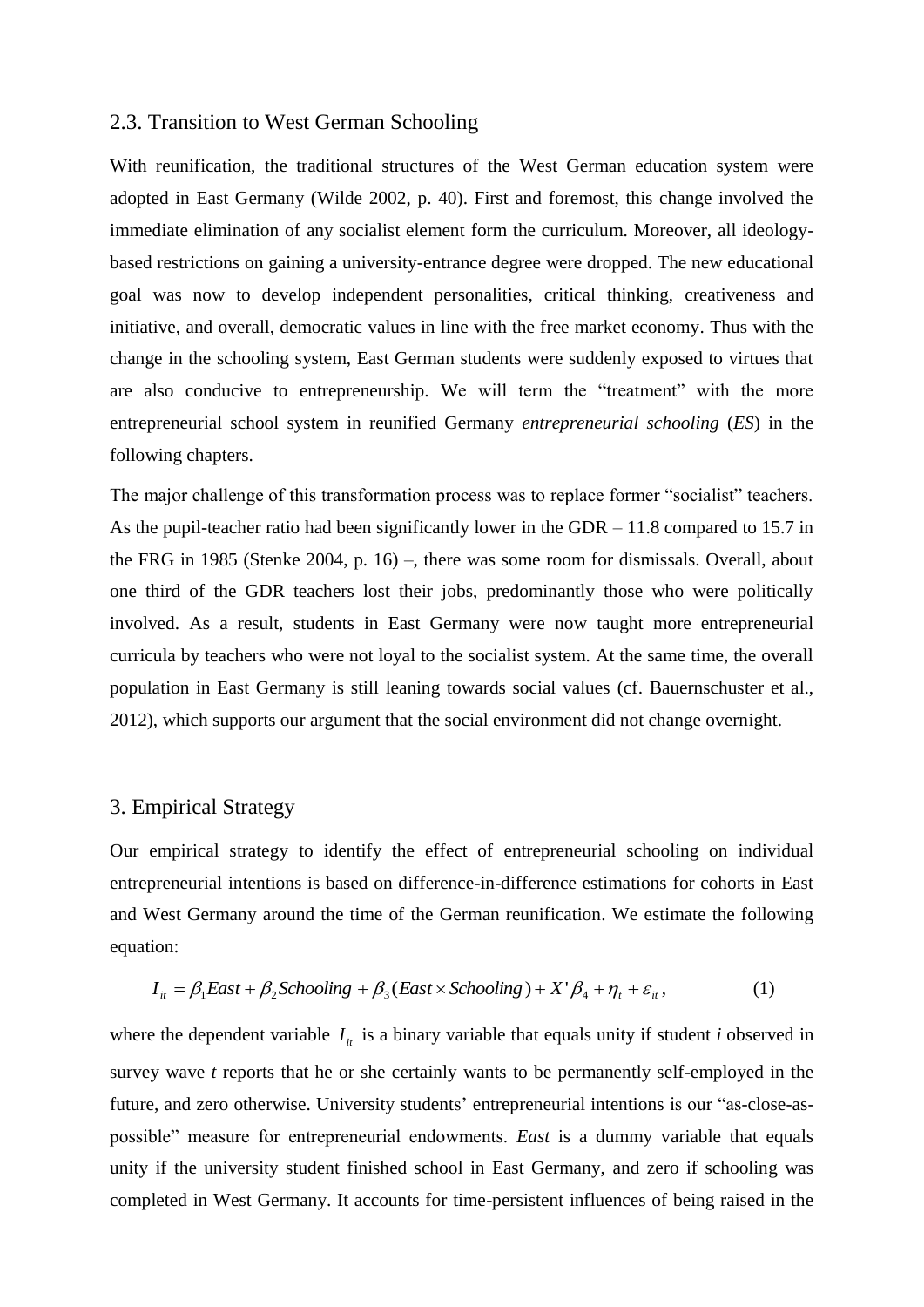## 2.3. Transition to West German Schooling

With reunification, the traditional structures of the West German education system were adopted in East Germany (Wilde 2002, p. 40). First and foremost, this change involved the immediate elimination of any socialist element form the curriculum. Moreover, all ideology-based restrictions on gaining a university-entrance degree were dropped. The new educational goal was now to develop independent personalities, critical thinking, creativeness and initiative, and overall, democratic values in line with the free market economy. Thus with the change in the schooling system, East German students were suddenly exposed to virtues that are also conducive to entrepreneurship. We will term the "treatment" with the more entrepreneurial school system in reunified Germany *entrepreneurial schooling* (*ES*) in the following chapters.

The major challenge of this transformation process was to replace former "socialist" teachers. As the pupil-teacher ratio had been significantly lower in the GDR – 11.8 compared to 15.7 in the FRG in 1985 (Stenke 2004, p. 16) –, there was some room for dismissals. Overall, about one third of the GDR teachers lost their jobs, predominantly those who were politically involved. As a result, students in East Germany were now taught more entrepreneurial curricula by teachers who were not loyal to the socialist system. At the same time, the overall population in East Germany is still leaning towards social values (cf. Bauernschuster et al., 2012), which supports our argument that the social environment did not change overnight.

## 3. Empirical Strategy

Our empirical strategy to identify the effect of entrepreneurial schooling on individual entrepreneurial intentions is based on difference-in-difference estimations for cohorts in East and West Germany around the time of the German reunification. We estimate the following equation:

$$I_{it} = \beta_1 East + \beta_2 Schooling + \beta_3 (East \times Schooling) + X'\beta_4 + \eta_t + \varepsilon_{it}, \qquad (1)$$

where the dependent variable $I_{it}$ is a binary variable that equals unity if student *i* observed in survey wave *t* reports that he or she certainly wants to be permanently self-employed in the future, and zero otherwise. University students' entrepreneurial intentions is our "as-close-as-possible" measure for entrepreneurial endowments. *East* is a dummy variable that equals unity if the university student finished school in East Germany, and zero if schooling was completed in West Germany. It accounts for time-persistent influences of being raised in the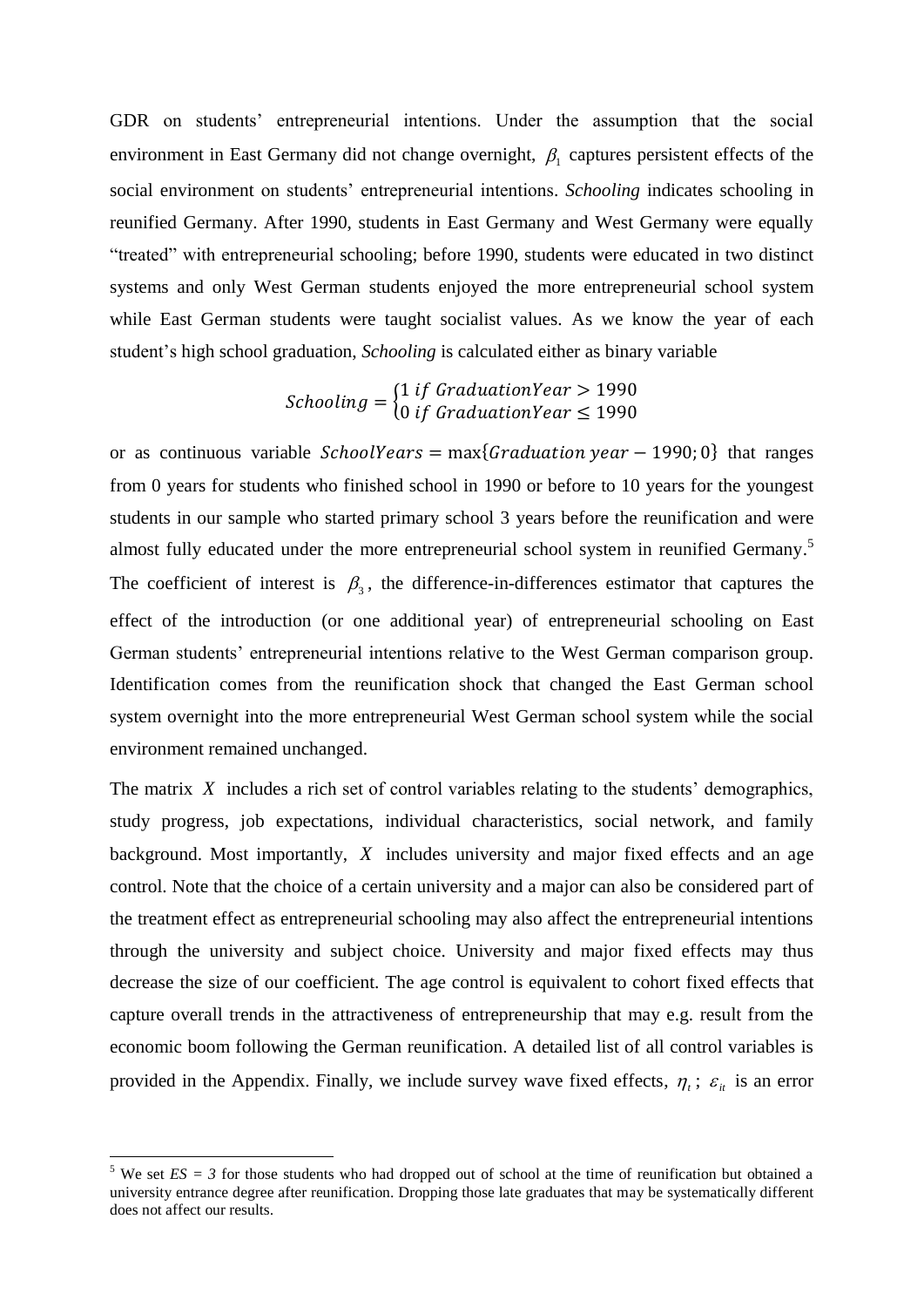GDR on students' entrepreneurial intentions. Under the assumption that the social environment in East Germany did not change overnight, $\beta_1$ captures persistent effects of the social environment on students' entrepreneurial intentions. *Schooling* indicates schooling in reunified Germany. After 1990, students in East Germany and West Germany were equally "treated" with entrepreneurial schooling; before 1990, students were educated in two distinct systems and only West German students enjoyed the more entrepreneurial school system while East German students were taught socialist values. As we know the year of each student's high school graduation, *Schooling* is calculated either as binary variable

$$Schooling = \begin{cases} 1 \; if \; GraduationYear > 1990 \\ 0 \; if \; GraduationYear \leq 1990 \end{cases}$$

or as continuous variable $SchoolYears = \max\{Graduation\ year - 1990; 0\}$ that ranges from 0 years for students who finished school in 1990 or before to 10 years for the youngest students in our sample who started primary school 3 years before the reunification and were almost fully educated under the more entrepreneurial school system in reunified Germany.[5] The coefficient of interest is $\beta_3$, the difference-in-differences estimator that captures the effect of the introduction (or one additional year) of entrepreneurial schooling on East German students' entrepreneurial intentions relative to the West German comparison group. Identification comes from the reunification shock that changed the East German school system overnight into the more entrepreneurial West German school system while the social environment remained unchanged.

The matrix $X$ includes a rich set of control variables relating to the students' demographics, study progress, job expectations, individual characteristics, social network, and family background. Most importantly, $X$ includes university and major fixed effects and an age control. Note that the choice of a certain university and a major can also be considered part of the treatment effect as entrepreneurial schooling may also affect the entrepreneurial intentions through the university and subject choice. University and major fixed effects may thus decrease the size of our coefficient. The age control is equivalent to cohort fixed effects that capture overall trends in the attractiveness of entrepreneurship that may e.g. result from the economic boom following the German reunification. A detailed list of all control variables is provided in the Appendix. Finally, we include survey wave fixed effects, $\eta_t$; $\varepsilon_{it}$ is an error

[5] We set *ES = 3* for those students who had dropped out of school at the time of reunification but obtained a university entrance degree after reunification. Dropping those late graduates that may be systematically different does not affect our results.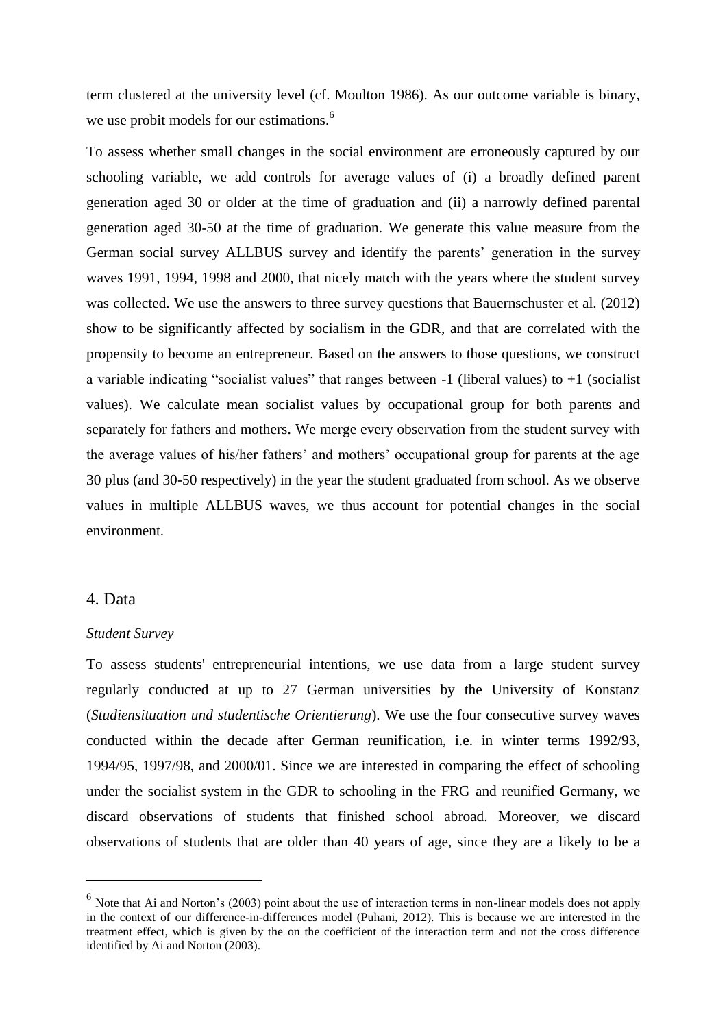term clustered at the university level (cf. Moulton 1986). As our outcome variable is binary, we use probit models for our estimations.[6]

To assess whether small changes in the social environment are erroneously captured by our schooling variable, we add controls for average values of (i) a broadly defined parent generation aged 30 or older at the time of graduation and (ii) a narrowly defined parental generation aged 30-50 at the time of graduation. We generate this value measure from the German social survey ALLBUS survey and identify the parents' generation in the survey waves 1991, 1994, 1998 and 2000, that nicely match with the years where the student survey was collected. We use the answers to three survey questions that Bauernschuster et al. (2012) show to be significantly affected by socialism in the GDR, and that are correlated with the propensity to become an entrepreneur. Based on the answers to those questions, we construct a variable indicating "socialist values" that ranges between -1 (liberal values) to +1 (socialist values). We calculate mean socialist values by occupational group for both parents and separately for fathers and mothers. We merge every observation from the student survey with the average values of his/her fathers' and mothers' occupational group for parents at the age 30 plus (and 30-50 respectively) in the year the student graduated from school. As we observe values in multiple ALLBUS waves, we thus account for potential changes in the social environment.

## 4. Data

### *Student Survey*

To assess students' entrepreneurial intentions, we use data from a large student survey regularly conducted at up to 27 German universities by the University of Konstanz (*Studiensituation und studentische Orientierung*). We use the four consecutive survey waves conducted within the decade after German reunification, i.e. in winter terms 1992/93, 1994/95, 1997/98, and 2000/01. Since we are interested in comparing the effect of schooling under the socialist system in the GDR to schooling in the FRG and reunified Germany, we discard observations of students that finished school abroad. Moreover, we discard observations of students that are older than 40 years of age, since they are a likely to be a

---

[6] Note that Ai and Norton's (2003) point about the use of interaction terms in non-linear models does not apply in the context of our difference-in-differences model (Puhani, 2012). This is because we are interested in the treatment effect, which is given by the on the coefficient of the interaction term and not the cross difference identified by Ai and Norton (2003).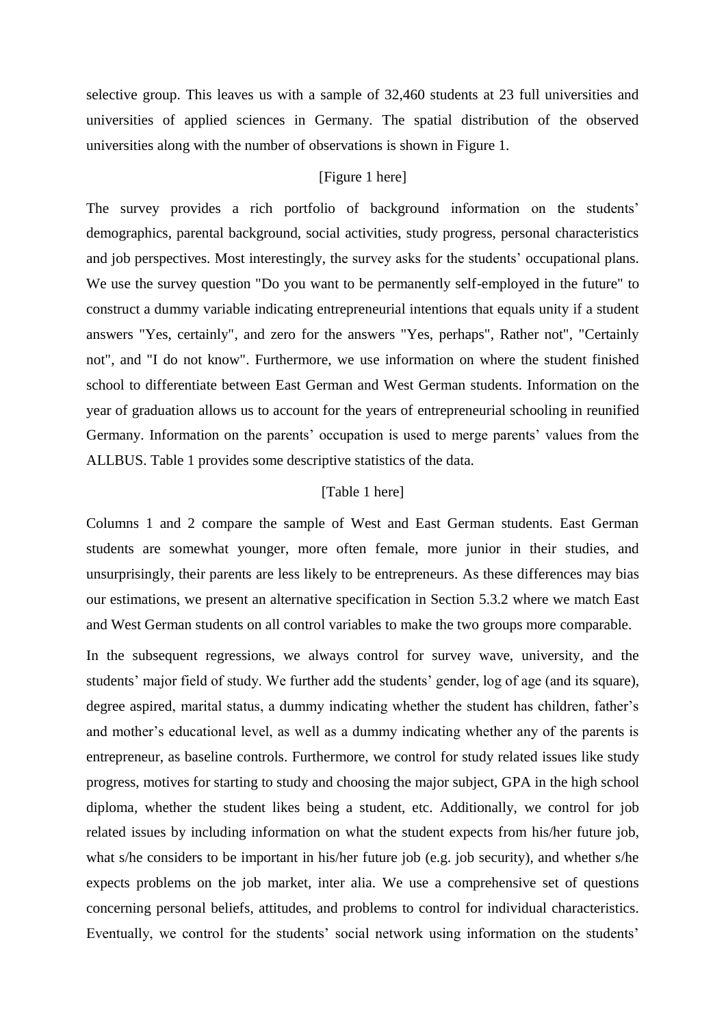selective group. This leaves us with a sample of 32,460 students at 23 full universities and universities of applied sciences in Germany. The spatial distribution of the observed universities along with the number of observations is shown in Figure 1.

[Figure 1 here]

The survey provides a rich portfolio of background information on the students' demographics, parental background, social activities, study progress, personal characteristics and job perspectives. Most interestingly, the survey asks for the students' occupational plans. We use the survey question "Do you want to be permanently self-employed in the future" to construct a dummy variable indicating entrepreneurial intentions that equals unity if a student answers "Yes, certainly", and zero for the answers "Yes, perhaps", Rather not", "Certainly not", and "I do not know". Furthermore, we use information on where the student finished school to differentiate between East German and West German students. Information on the year of graduation allows us to account for the years of entrepreneurial schooling in reunified Germany. Information on the parents' occupation is used to merge parents' values from the ALLBUS. Table 1 provides some descriptive statistics of the data.

[Table 1 here]

Columns 1 and 2 compare the sample of West and East German students. East German students are somewhat younger, more often female, more junior in their studies, and unsurprisingly, their parents are less likely to be entrepreneurs. As these differences may bias our estimations, we present an alternative specification in Section 5.3.2 where we match East and West German students on all control variables to make the two groups more comparable.

In the subsequent regressions, we always control for survey wave, university, and the students' major field of study. We further add the students' gender, log of age (and its square), degree aspired, marital status, a dummy indicating whether the student has children, father's and mother's educational level, as well as a dummy indicating whether any of the parents is entrepreneur, as baseline controls. Furthermore, we control for study related issues like study progress, motives for starting to study and choosing the major subject, GPA in the high school diploma, whether the student likes being a student, etc. Additionally, we control for job related issues by including information on what the student expects from his/her future job, what s/he considers to be important in his/her future job (e.g. job security), and whether s/he expects problems on the job market, inter alia. We use a comprehensive set of questions concerning personal beliefs, attitudes, and problems to control for individual characteristics. Eventually, we control for the students' social network using information on the students'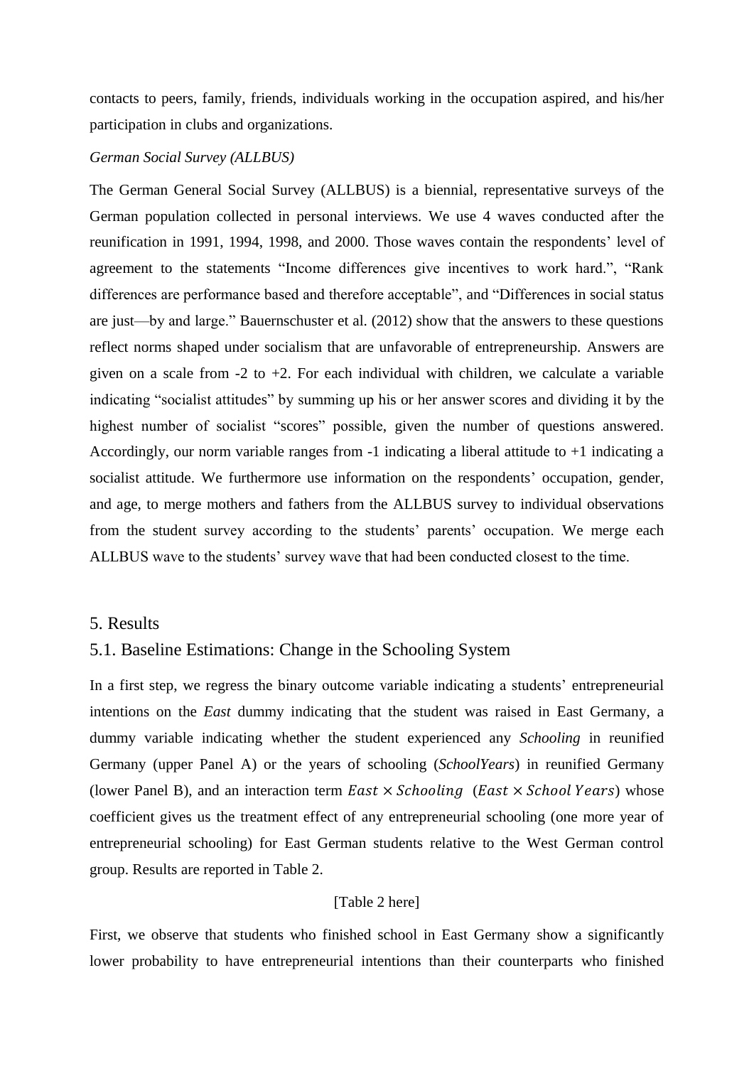contacts to peers, family, friends, individuals working in the occupation aspired, and his/her participation in clubs and organizations.

*German Social Survey (ALLBUS)*

The German General Social Survey (ALLBUS) is a biennial, representative surveys of the German population collected in personal interviews. We use 4 waves conducted after the reunification in 1991, 1994, 1998, and 2000. Those waves contain the respondents' level of agreement to the statements "Income differences give incentives to work hard.", "Rank differences are performance based and therefore acceptable", and "Differences in social status are just—by and large." Bauernschuster et al. (2012) show that the answers to these questions reflect norms shaped under socialism that are unfavorable of entrepreneurship. Answers are given on a scale from -2 to +2. For each individual with children, we calculate a variable indicating "socialist attitudes" by summing up his or her answer scores and dividing it by the highest number of socialist "scores" possible, given the number of questions answered. Accordingly, our norm variable ranges from -1 indicating a liberal attitude to +1 indicating a socialist attitude. We furthermore use information on the respondents' occupation, gender, and age, to merge mothers and fathers from the ALLBUS survey to individual observations from the student survey according to the students' parents' occupation. We merge each ALLBUS wave to the students' survey wave that had been conducted closest to the time.

## 5. Results

### 5.1. Baseline Estimations: Change in the Schooling System

In a first step, we regress the binary outcome variable indicating a students' entrepreneurial intentions on the *East* dummy indicating that the student was raised in East Germany, a dummy variable indicating whether the student experienced any *Schooling* in reunified Germany (upper Panel A) or the years of schooling (*SchoolYears*) in reunified Germany (lower Panel B), and an interaction term $East \times Schooling$ ($East \times School\,Years$) whose coefficient gives us the treatment effect of any entrepreneurial schooling (one more year of entrepreneurial schooling) for East German students relative to the West German control group. Results are reported in Table 2.

[Table 2 here]

First, we observe that students who finished school in East Germany show a significantly lower probability to have entrepreneurial intentions than their counterparts who finished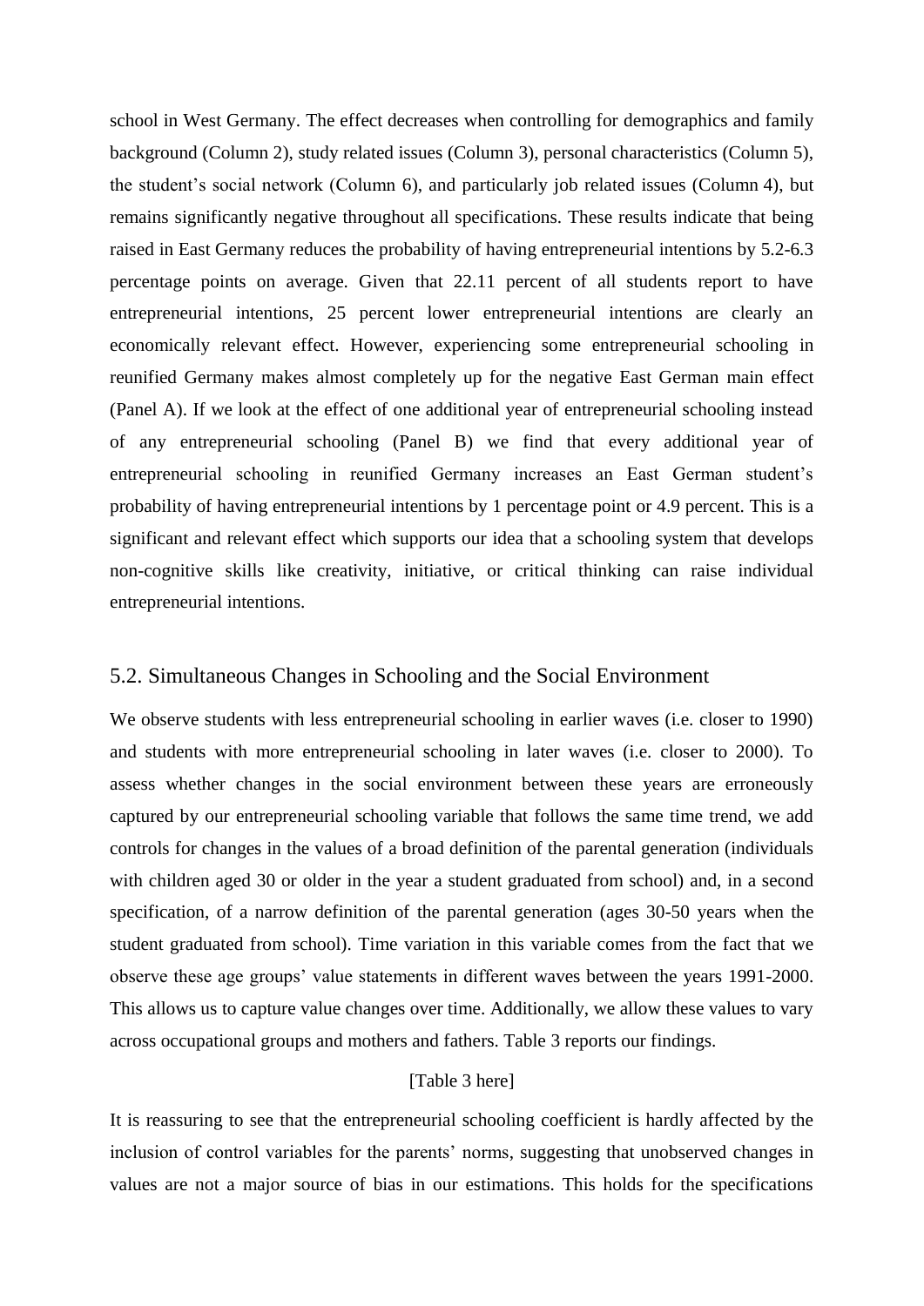school in West Germany. The effect decreases when controlling for demographics and family background (Column 2), study related issues (Column 3), personal characteristics (Column 5), the student's social network (Column 6), and particularly job related issues (Column 4), but remains significantly negative throughout all specifications. These results indicate that being raised in East Germany reduces the probability of having entrepreneurial intentions by 5.2-6.3 percentage points on average. Given that 22.11 percent of all students report to have entrepreneurial intentions, 25 percent lower entrepreneurial intentions are clearly an economically relevant effect. However, experiencing some entrepreneurial schooling in reunified Germany makes almost completely up for the negative East German main effect (Panel A). If we look at the effect of one additional year of entrepreneurial schooling instead of any entrepreneurial schooling (Panel B) we find that every additional year of entrepreneurial schooling in reunified Germany increases an East German student's probability of having entrepreneurial intentions by 1 percentage point or 4.9 percent. This is a significant and relevant effect which supports our idea that a schooling system that develops non-cognitive skills like creativity, initiative, or critical thinking can raise individual entrepreneurial intentions.

## 5.2. Simultaneous Changes in Schooling and the Social Environment

We observe students with less entrepreneurial schooling in earlier waves (i.e. closer to 1990) and students with more entrepreneurial schooling in later waves (i.e. closer to 2000). To assess whether changes in the social environment between these years are erroneously captured by our entrepreneurial schooling variable that follows the same time trend, we add controls for changes in the values of a broad definition of the parental generation (individuals with children aged 30 or older in the year a student graduated from school) and, in a second specification, of a narrow definition of the parental generation (ages 30-50 years when the student graduated from school). Time variation in this variable comes from the fact that we observe these age groups' value statements in different waves between the years 1991-2000. This allows us to capture value changes over time. Additionally, we allow these values to vary across occupational groups and mothers and fathers. Table 3 reports our findings.

[Table 3 here]

It is reassuring to see that the entrepreneurial schooling coefficient is hardly affected by the inclusion of control variables for the parents' norms, suggesting that unobserved changes in values are not a major source of bias in our estimations. This holds for the specifications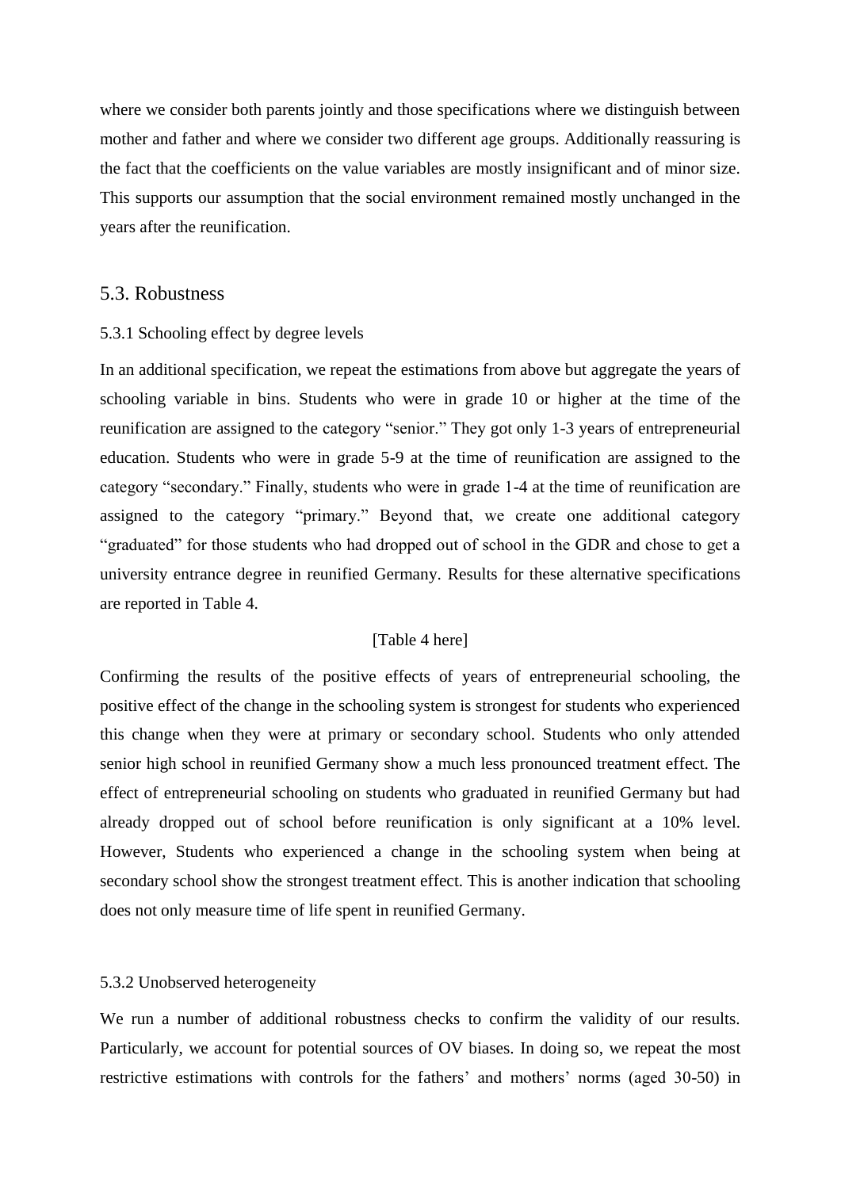where we consider both parents jointly and those specifications where we distinguish between mother and father and where we consider two different age groups. Additionally reassuring is the fact that the coefficients on the value variables are mostly insignificant and of minor size. This supports our assumption that the social environment remained mostly unchanged in the years after the reunification.

## 5.3. Robustness

### 5.3.1 Schooling effect by degree levels

In an additional specification, we repeat the estimations from above but aggregate the years of schooling variable in bins. Students who were in grade 10 or higher at the time of the reunification are assigned to the category "senior." They got only 1-3 years of entrepreneurial education. Students who were in grade 5-9 at the time of reunification are assigned to the category "secondary." Finally, students who were in grade 1-4 at the time of reunification are assigned to the category "primary." Beyond that, we create one additional category "graduated" for those students who had dropped out of school in the GDR and chose to get a university entrance degree in reunified Germany. Results for these alternative specifications are reported in Table 4.

[Table 4 here]

Confirming the results of the positive effects of years of entrepreneurial schooling, the positive effect of the change in the schooling system is strongest for students who experienced this change when they were at primary or secondary school. Students who only attended senior high school in reunified Germany show a much less pronounced treatment effect. The effect of entrepreneurial schooling on students who graduated in reunified Germany but had already dropped out of school before reunification is only significant at a 10% level. However, Students who experienced a change in the schooling system when being at secondary school show the strongest treatment effect. This is another indication that schooling does not only measure time of life spent in reunified Germany.

### 5.3.2 Unobserved heterogeneity

We run a number of additional robustness checks to confirm the validity of our results. Particularly, we account for potential sources of OV biases. In doing so, we repeat the most restrictive estimations with controls for the fathers' and mothers' norms (aged 30-50) in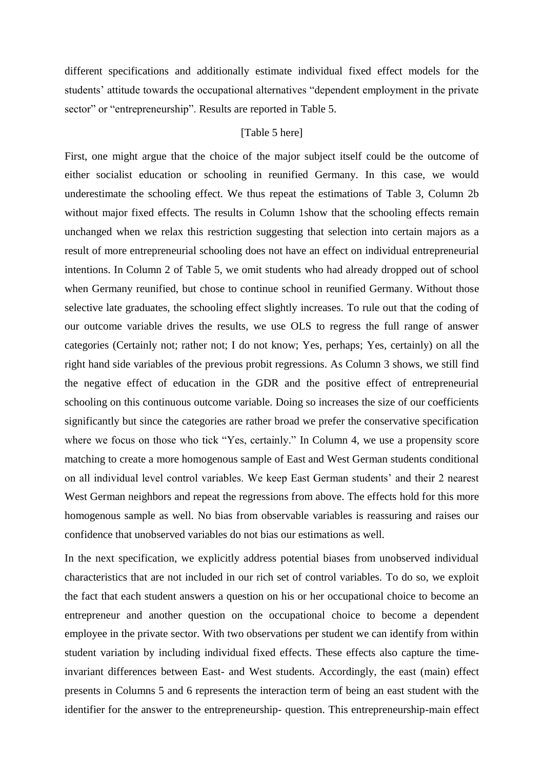different specifications and additionally estimate individual fixed effect models for the students' attitude towards the occupational alternatives "dependent employment in the private sector" or "entrepreneurship". Results are reported in Table 5.

[Table 5 here]

First, one might argue that the choice of the major subject itself could be the outcome of either socialist education or schooling in reunified Germany. In this case, we would underestimate the schooling effect. We thus repeat the estimations of Table 3, Column 2b without major fixed effects. The results in Column 1show that the schooling effects remain unchanged when we relax this restriction suggesting that selection into certain majors as a result of more entrepreneurial schooling does not have an effect on individual entrepreneurial intentions. In Column 2 of Table 5, we omit students who had already dropped out of school when Germany reunified, but chose to continue school in reunified Germany. Without those selective late graduates, the schooling effect slightly increases. To rule out that the coding of our outcome variable drives the results, we use OLS to regress the full range of answer categories (Certainly not; rather not; I do not know; Yes, perhaps; Yes, certainly) on all the right hand side variables of the previous probit regressions. As Column 3 shows, we still find the negative effect of education in the GDR and the positive effect of entrepreneurial schooling on this continuous outcome variable. Doing so increases the size of our coefficients significantly but since the categories are rather broad we prefer the conservative specification where we focus on those who tick "Yes, certainly." In Column 4, we use a propensity score matching to create a more homogenous sample of East and West German students conditional on all individual level control variables. We keep East German students' and their 2 nearest West German neighbors and repeat the regressions from above. The effects hold for this more homogenous sample as well. No bias from observable variables is reassuring and raises our confidence that unobserved variables do not bias our estimations as well.

In the next specification, we explicitly address potential biases from unobserved individual characteristics that are not included in our rich set of control variables. To do so, we exploit the fact that each student answers a question on his or her occupational choice to become an entrepreneur and another question on the occupational choice to become a dependent employee in the private sector. With two observations per student we can identify from within student variation by including individual fixed effects. These effects also capture the time-invariant differences between East- and West students. Accordingly, the east (main) effect presents in Columns 5 and 6 represents the interaction term of being an east student with the identifier for the answer to the entrepreneurship- question. This entrepreneurship-main effect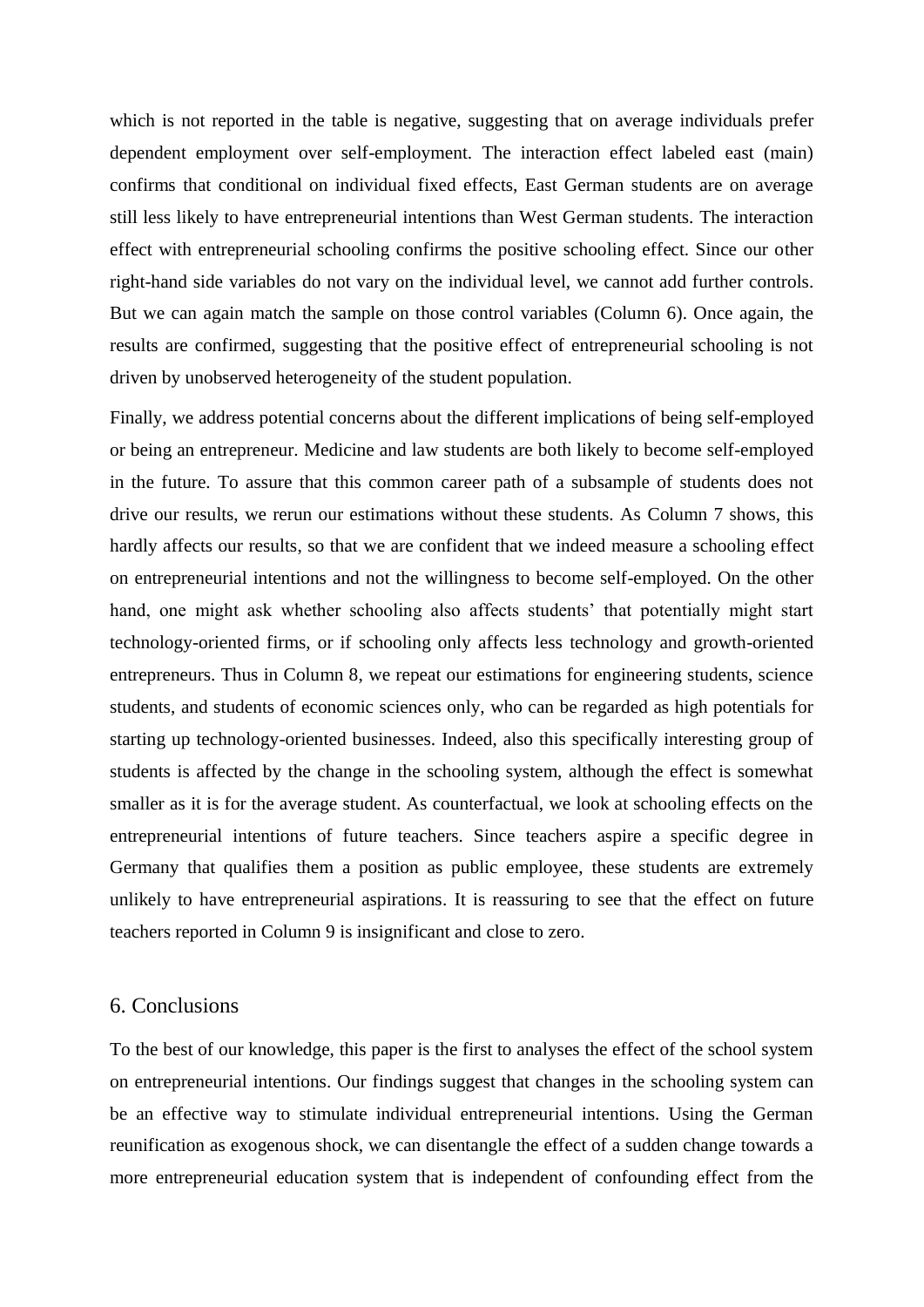which is not reported in the table is negative, suggesting that on average individuals prefer dependent employment over self-employment. The interaction effect labeled east (main) confirms that conditional on individual fixed effects, East German students are on average still less likely to have entrepreneurial intentions than West German students. The interaction effect with entrepreneurial schooling confirms the positive schooling effect. Since our other right-hand side variables do not vary on the individual level, we cannot add further controls. But we can again match the sample on those control variables (Column 6). Once again, the results are confirmed, suggesting that the positive effect of entrepreneurial schooling is not driven by unobserved heterogeneity of the student population.

Finally, we address potential concerns about the different implications of being self-employed or being an entrepreneur. Medicine and law students are both likely to become self-employed in the future. To assure that this common career path of a subsample of students does not drive our results, we rerun our estimations without these students. As Column 7 shows, this hardly affects our results, so that we are confident that we indeed measure a schooling effect on entrepreneurial intentions and not the willingness to become self-employed. On the other hand, one might ask whether schooling also affects students' that potentially might start technology-oriented firms, or if schooling only affects less technology and growth-oriented entrepreneurs. Thus in Column 8, we repeat our estimations for engineering students, science students, and students of economic sciences only, who can be regarded as high potentials for starting up technology-oriented businesses. Indeed, also this specifically interesting group of students is affected by the change in the schooling system, although the effect is somewhat smaller as it is for the average student. As counterfactual, we look at schooling effects on the entrepreneurial intentions of future teachers. Since teachers aspire a specific degree in Germany that qualifies them a position as public employee, these students are extremely unlikely to have entrepreneurial aspirations. It is reassuring to see that the effect on future teachers reported in Column 9 is insignificant and close to zero.

## 6. Conclusions

To the best of our knowledge, this paper is the first to analyses the effect of the school system on entrepreneurial intentions. Our findings suggest that changes in the schooling system can be an effective way to stimulate individual entrepreneurial intentions. Using the German reunification as exogenous shock, we can disentangle the effect of a sudden change towards a more entrepreneurial education system that is independent of confounding effect from the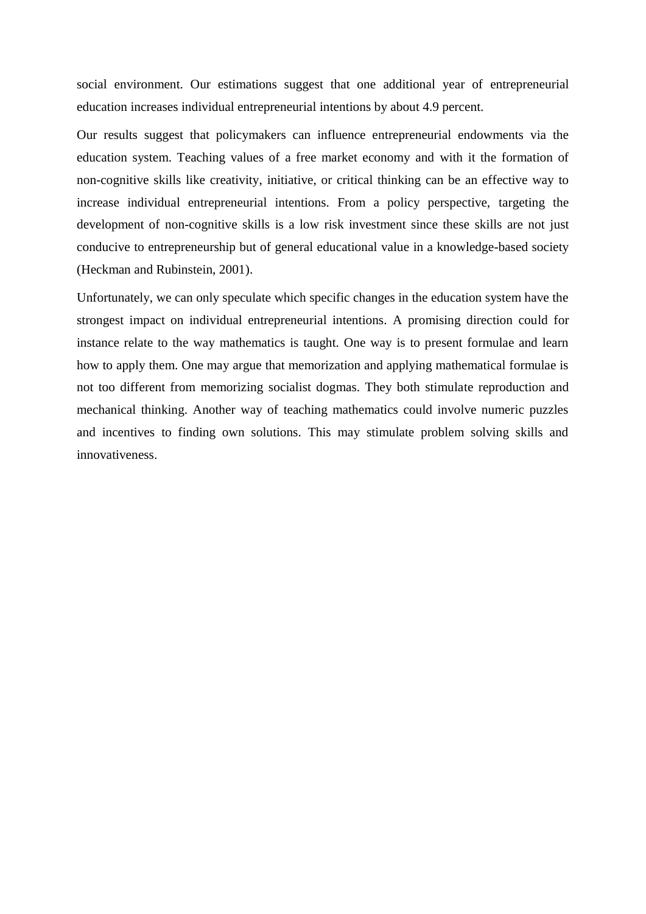social environment. Our estimations suggest that one additional year of entrepreneurial education increases individual entrepreneurial intentions by about 4.9 percent.

Our results suggest that policymakers can influence entrepreneurial endowments via the education system. Teaching values of a free market economy and with it the formation of non-cognitive skills like creativity, initiative, or critical thinking can be an effective way to increase individual entrepreneurial intentions. From a policy perspective, targeting the development of non-cognitive skills is a low risk investment since these skills are not just conducive to entrepreneurship but of general educational value in a knowledge-based society (Heckman and Rubinstein, 2001).

Unfortunately, we can only speculate which specific changes in the education system have the strongest impact on individual entrepreneurial intentions. A promising direction could for instance relate to the way mathematics is taught. One way is to present formulae and learn how to apply them. One may argue that memorization and applying mathematical formulae is not too different from memorizing socialist dogmas. They both stimulate reproduction and mechanical thinking. Another way of teaching mathematics could involve numeric puzzles and incentives to finding own solutions. This may stimulate problem solving skills and innovativeness.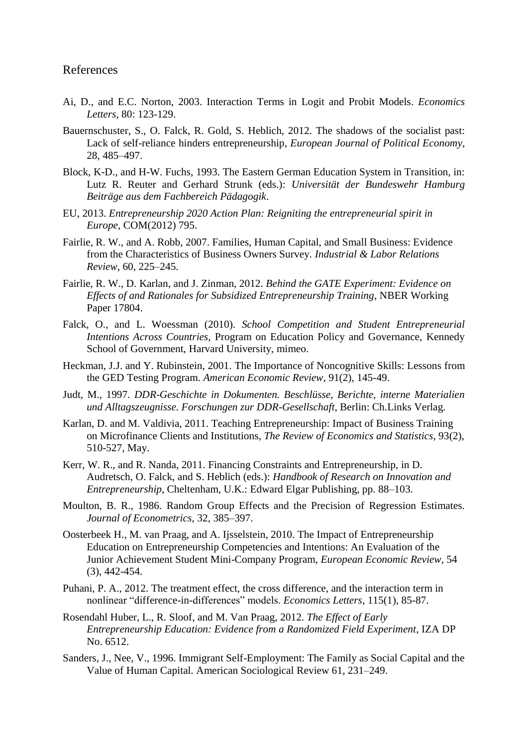# References

Ai, D., and E.C. Norton, 2003. Interaction Terms in Logit and Probit Models. *Economics Letters*, 80: 123-129.

Bauernschuster, S., O. Falck, R. Gold, S. Heblich, 2012. The shadows of the socialist past: Lack of self-reliance hinders entrepreneurship, *European Journal of Political Economy*, 28, 485–497.

Block, K-D., and H-W. Fuchs, 1993. The Eastern German Education System in Transition, in: Lutz R. Reuter and Gerhard Strunk (eds.): *Universität der Bundeswehr Hamburg Beiträge aus dem Fachbereich Pädagogik*.

EU, 2013. *Entrepreneurship 2020 Action Plan: Reigniting the entrepreneurial spirit in Europe*, COM(2012) 795.

Fairlie, R. W., and A. Robb, 2007. Families, Human Capital, and Small Business: Evidence from the Characteristics of Business Owners Survey. *Industrial & Labor Relations Review*, 60, 225–245.

Fairlie, R. W., D. Karlan, and J. Zinman, 2012. *Behind the GATE Experiment: Evidence on Effects of and Rationales for Subsidized Entrepreneurship Training*, NBER Working Paper 17804.

Falck, O., and L. Woessman (2010). *School Competition and Student Entrepreneurial Intentions Across Countries*, Program on Education Policy and Governance, Kennedy School of Government, Harvard University, mimeo.

Heckman, J.J. and Y. Rubinstein, 2001. The Importance of Noncognitive Skills: Lessons from the GED Testing Program. *American Economic Review*, 91(2), 145-49.

Judt, M., 1997. *DDR-Geschichte in Dokumenten. Beschlüsse, Berichte, interne Materialien und Alltagszeugnisse. Forschungen zur DDR-Gesellschaft*, Berlin: Ch.Links Verlag.

Karlan, D. and M. Valdivia, 2011. Teaching Entrepreneurship: Impact of Business Training on Microfinance Clients and Institutions, *The Review of Economics and Statistics*, 93(2), 510-527, May.

Kerr, W. R., and R. Nanda, 2011. Financing Constraints and Entrepreneurship, in D. Audretsch, O. Falck, and S. Heblich (eds.): *Handbook of Research on Innovation and Entrepreneurship*, Cheltenham, U.K.: Edward Elgar Publishing, pp. 88–103.

Moulton, B. R., 1986. Random Group Effects and the Precision of Regression Estimates. *Journal of Econometrics*, 32, 385–397.

Oosterbeek H., M. van Praag, and A. Ijsselstein, 2010. The Impact of Entrepreneurship Education on Entrepreneurship Competencies and Intentions: An Evaluation of the Junior Achievement Student Mini-Company Program, *European Economic Review*, 54 (3), 442-454.

Puhani, P. A., 2012. The treatment effect, the cross difference, and the interaction term in nonlinear "difference-in-differences" models. *Economics Letters*, 115(1), 85-87.

Rosendahl Huber, L., R. Sloof, and M. Van Praag, 2012. *The Effect of Early Entrepreneurship Education: Evidence from a Randomized Field Experiment*, IZA DP No. 6512.

Sanders, J., Nee, V., 1996. Immigrant Self-Employment: The Family as Social Capital and the Value of Human Capital. American Sociological Review 61, 231–249.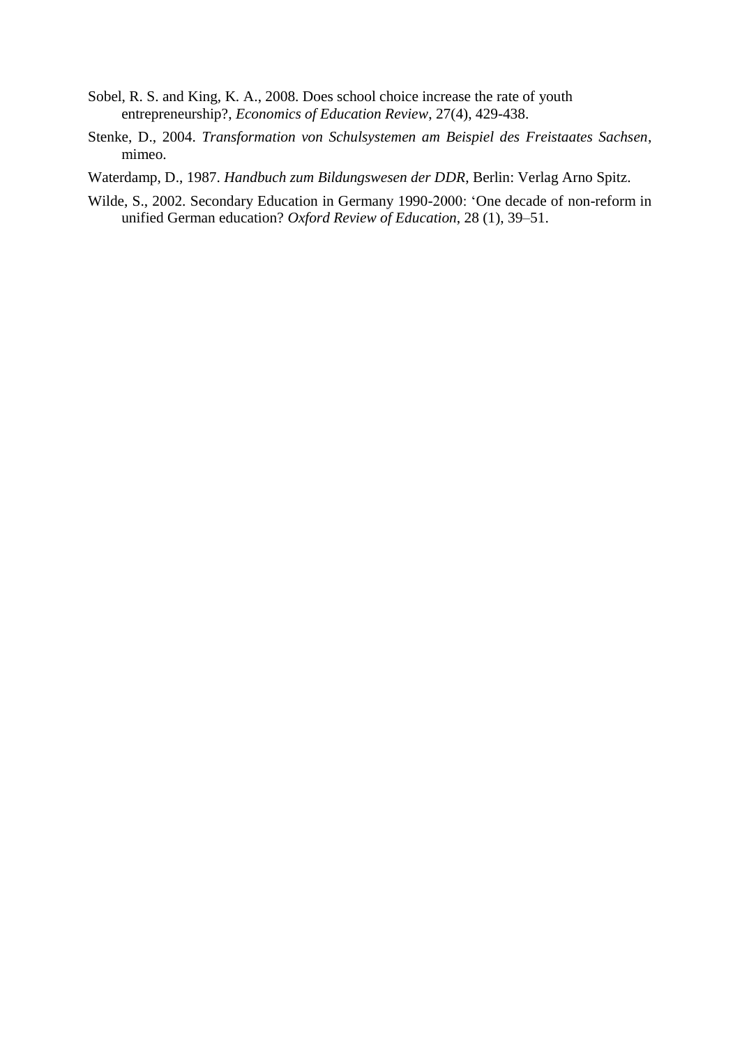Sobel, R. S. and King, K. A., 2008. Does school choice increase the rate of youth entrepreneurship?, *Economics of Education Review*, 27(4), 429-438.

Stenke, D., 2004. *Transformation von Schulsystemen am Beispiel des Freistaates Sachsen*, mimeo.

Waterdamp, D., 1987. *Handbuch zum Bildungswesen der DDR*, Berlin: Verlag Arno Spitz.

Wilde, S., 2002. Secondary Education in Germany 1990-2000: 'One decade of non-reform in unified German education? *Oxford Review of Education*, 28 (1), 39–51.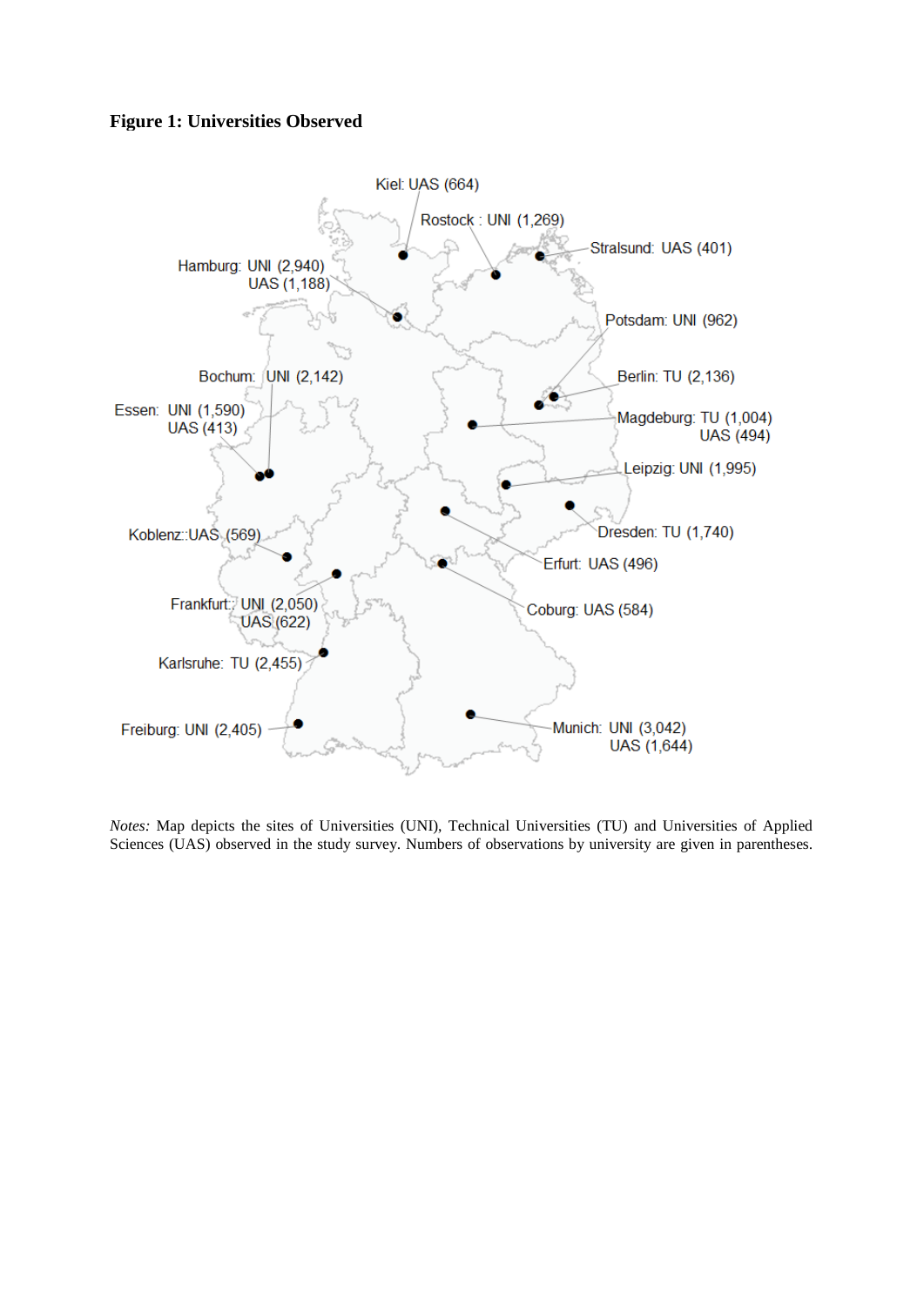**Figure 1: Universities Observed**

Kiel: UAS (664)

Rostock : UNI (1,269)

Stralsund: UAS (401)

Hamburg: UNI (2,940)
UAS (1,188)

Potsdam: UNI (962)

Bochum: UNI (2,142)

Berlin: TU (2,136)

Essen: UNI (1,590)
UAS (413)

Magdeburg: TU (1,004)
UAS (494)

Leipzig: UNI (1,995)

Koblenz::UAS (569)

Dresden: TU (1,740)

Erfurt: UAS (496)

Frankfurt:: UNI (2,050)
UAS (622)

Coburg: UAS (584)

Karlsruhe: TU (2,455)

Freiburg: UNI (2,405)

Munich: UNI (3,042)
UAS (1,644)

*Notes:* Map depicts the sites of Universities (UNI), Technical Universities (TU) and Universities of Applied Sciences (UAS) observed in the study survey. Numbers of observations by university are given in parentheses.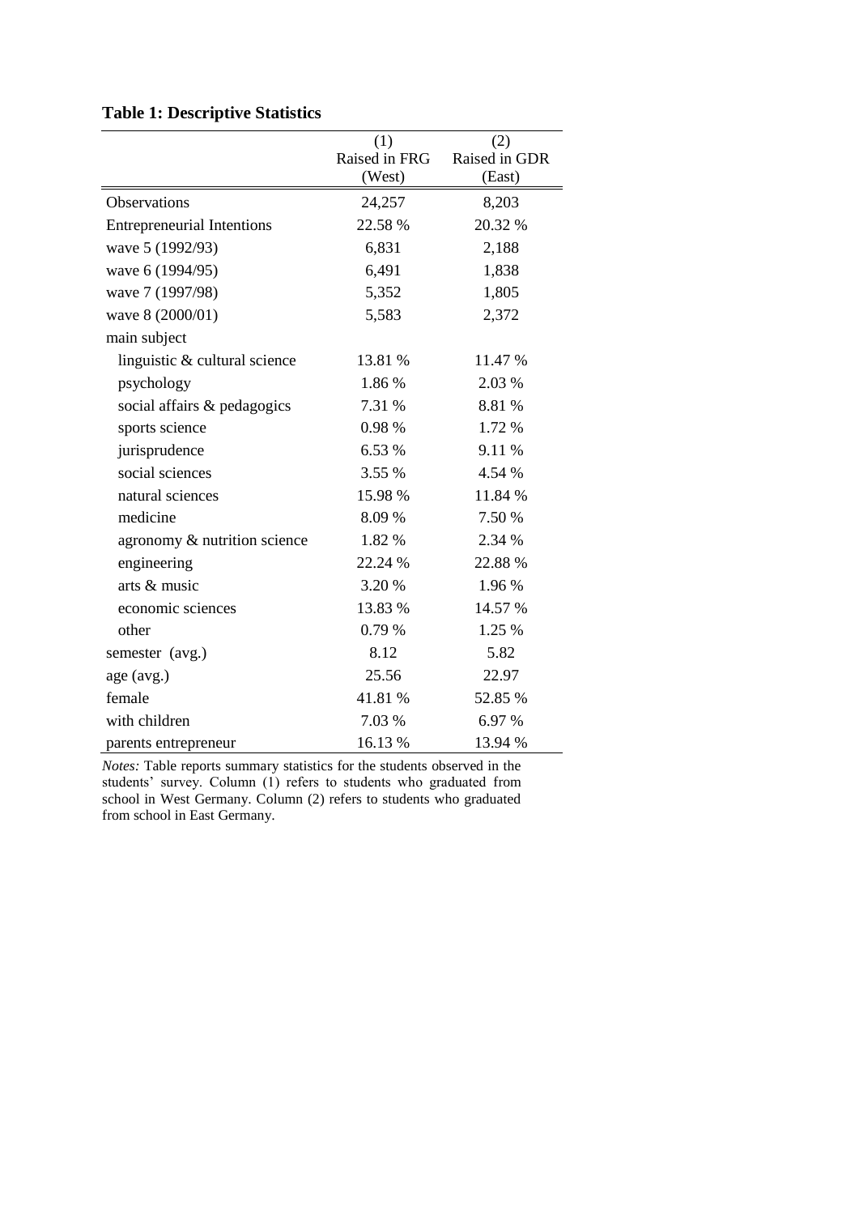**Table 1: Descriptive Statistics**

| | (1)<br>Raised in FRG<br>(West) | (2)<br>Raised in GDR<br>(East) |
|---|---|---|
| Observations | 24,257 | 8,203 |
| Entrepreneurial Intentions | 22.58 % | 20.32 % |
| wave 5 (1992/93) | 6,831 | 2,188 |
| wave 6 (1994/95) | 6,491 | 1,838 |
| wave 7 (1997/98) | 5,352 | 1,805 |
| wave 8 (2000/01) | 5,583 | 2,372 |
| main subject | | |
| linguistic & cultural science | 13.81 % | 11.47 % |
| psychology | 1.86 % | 2.03 % |
| social affairs & pedagogics | 7.31 % | 8.81 % |
| sports science | 0.98 % | 1.72 % |
| jurisprudence | 6.53 % | 9.11 % |
| social sciences | 3.55 % | 4.54 % |
| natural sciences | 15.98 % | 11.84 % |
| medicine | 8.09 % | 7.50 % |
| agronomy & nutrition science | 1.82 % | 2.34 % |
| engineering | 22.24 % | 22.88 % |
| arts & music | 3.20 % | 1.96 % |
| economic sciences | 13.83 % | 14.57 % |
| other | 0.79 % | 1.25 % |
| semester (avg.) | 8.12 | 5.82 |
| age (avg.) | 25.56 | 22.97 |
| female | 41.81 % | 52.85 % |
| with children | 7.03 % | 6.97 % |
| parents entrepreneur | 16.13 % | 13.94 % |

*Notes:* Table reports summary statistics for the students observed in the students' survey. Column (1) refers to students who graduated from school in West Germany. Column (2) refers to students who graduated from school in East Germany.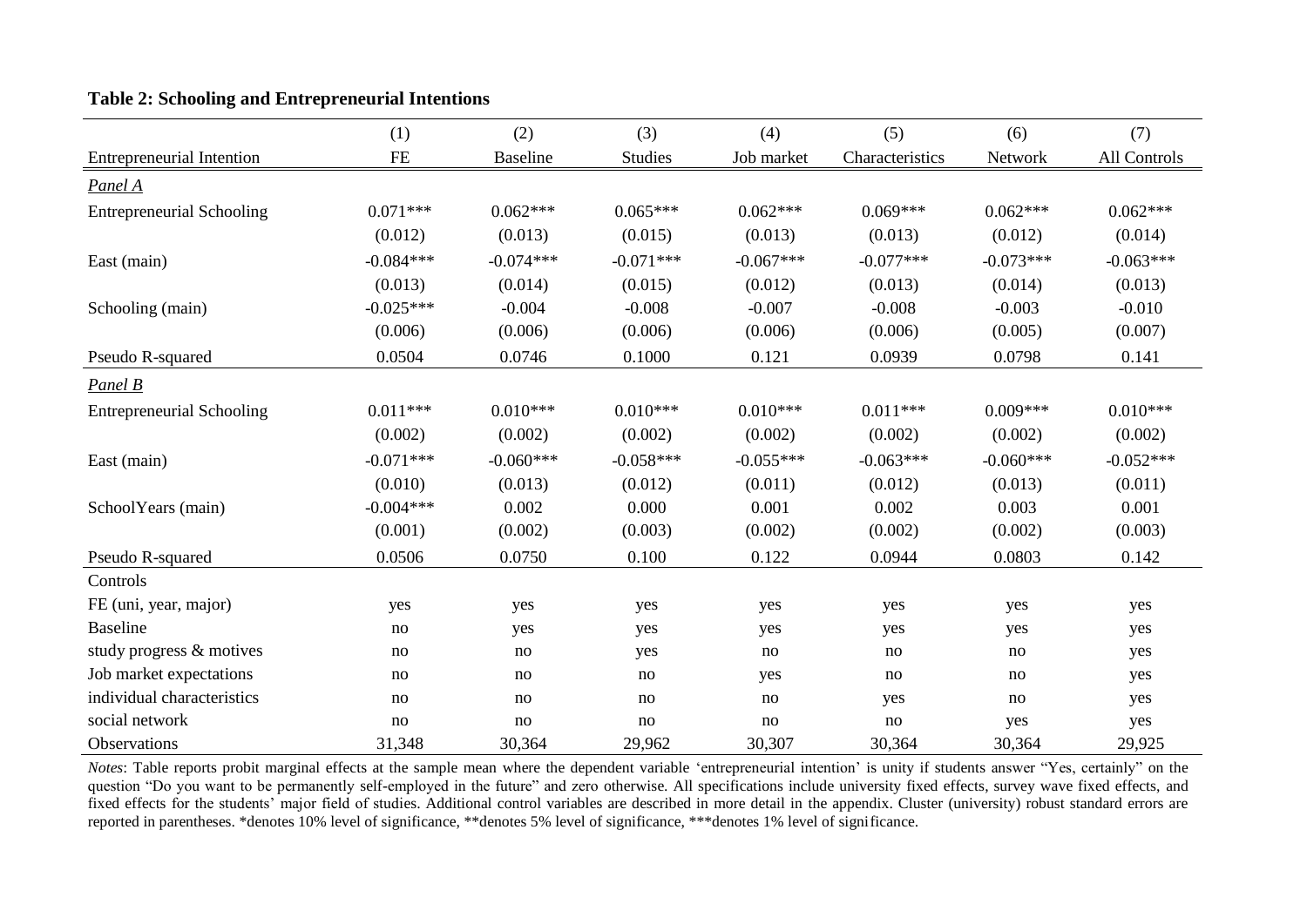**Table 2: Schooling and Entrepreneurial Intentions**

| | (1) | (2) | (3) | (4) | (5) | (6) | (7) |
|---|---|---|---|---|---|---|---|
| Entrepreneurial Intention | FE | Baseline | Studies | Job market | Characteristics | Network | All Controls |
| *Panel A* | | | | | | | |
| Entrepreneurial Schooling | 0.071*** | 0.062*** | 0.065*** | 0.062*** | 0.069*** | 0.062*** | 0.062*** |
| | (0.012) | (0.013) | (0.015) | (0.013) | (0.013) | (0.012) | (0.014) |
| East (main) | -0.084*** | -0.074*** | -0.071*** | -0.067*** | -0.077*** | -0.073*** | -0.063*** |
| | (0.013) | (0.014) | (0.015) | (0.012) | (0.013) | (0.014) | (0.013) |
| Schooling (main) | -0.025*** | -0.004 | -0.008 | -0.007 | -0.008 | -0.003 | -0.010 |
| | (0.006) | (0.006) | (0.006) | (0.006) | (0.006) | (0.005) | (0.007) |
| Pseudo R-squared | 0.0504 | 0.0746 | 0.1000 | 0.121 | 0.0939 | 0.0798 | 0.141 |
| *Panel B* | | | | | | | |
| Entrepreneurial Schooling | 0.011*** | 0.010*** | 0.010*** | 0.010*** | 0.011*** | 0.009*** | 0.010*** |
| | (0.002) | (0.002) | (0.002) | (0.002) | (0.002) | (0.002) | (0.002) |
| East (main) | -0.071*** | -0.060*** | -0.058*** | -0.055*** | -0.063*** | -0.060*** | -0.052*** |
| | (0.010) | (0.013) | (0.012) | (0.011) | (0.012) | (0.013) | (0.011) |
| SchoolYears (main) | -0.004*** | 0.002 | 0.000 | 0.001 | 0.002 | 0.003 | 0.001 |
| | (0.001) | (0.002) | (0.003) | (0.002) | (0.002) | (0.002) | (0.003) |
| Pseudo R-squared | 0.0506 | 0.0750 | 0.100 | 0.122 | 0.0944 | 0.0803 | 0.142 |
| Controls | | | | | | | |
| FE (uni, year, major) | yes | yes | yes | yes | yes | yes | yes |
| Baseline | no | yes | yes | yes | yes | yes | yes |
| study progress & motives | no | no | yes | no | no | no | yes |
| Job market expectations | no | no | no | yes | no | no | yes |
| individual characteristics | no | no | no | no | yes | no | yes |
| social network | no | no | no | no | no | yes | yes |
| Observations | 31,348 | 30,364 | 29,962 | 30,307 | 30,364 | 30,364 | 29,925 |

*Notes*: Table reports probit marginal effects at the sample mean where the dependent variable 'entrepreneurial intention' is unity if students answer "Yes, certainly" on the question "Do you want to be permanently self-employed in the future" and zero otherwise. All specifications include university fixed effects, survey wave fixed effects, and fixed effects for the students' major field of studies. Additional control variables are described in more detail in the appendix. Cluster (university) robust standard errors are reported in parentheses. *denotes 10% level of significance, **denotes 5% level of significance, ***denotes 1% level of significance.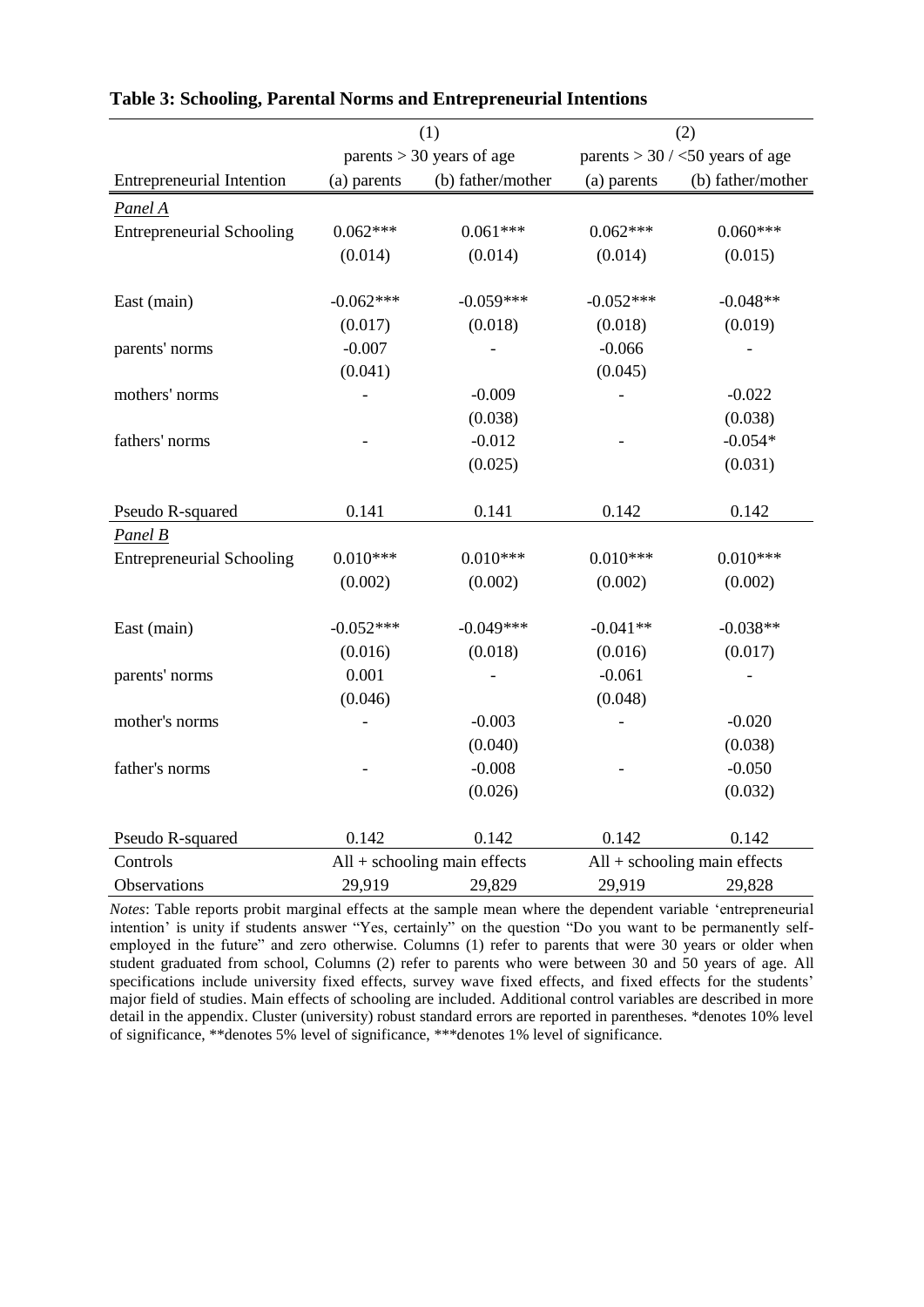**Table 3: Schooling, Parental Norms and Entrepreneurial Intentions**

| | (1) | | (2) | |
|---|---|---|---|---|
| | parents > 30 years of age | | parents > 30 / <50 years of age | |
| Entrepreneurial Intention | (a) parents | (b) father/mother | (a) parents | (b) father/mother |
| *Panel A* | | | | |
| Entrepreneurial Schooling | 0.062*** | 0.061*** | 0.062*** | 0.060*** |
| | (0.014) | (0.014) | (0.014) | (0.015) |
| East (main) | -0.062*** | -0.059*** | -0.052*** | -0.048** |
| | (0.017) | (0.018) | (0.018) | (0.019) |
| parents' norms | -0.007 | - | -0.066 | - |
| | (0.041) | | (0.045) | |
| mothers' norms | - | -0.009 | - | -0.022 |
| | | (0.038) | | (0.038) |
| fathers' norms | - | -0.012 | - | -0.054* |
| | | (0.025) | | (0.031) |
| Pseudo R-squared | 0.141 | 0.141 | 0.142 | 0.142 |
| *Panel B* | | | | |
| Entrepreneurial Schooling | 0.010*** | 0.010*** | 0.010*** | 0.010*** |
| | (0.002) | (0.002) | (0.002) | (0.002) |
| East (main) | -0.052*** | -0.049*** | -0.041** | -0.038** |
| | (0.016) | (0.018) | (0.016) | (0.017) |
| parents' norms | 0.001 | - | -0.061 | - |
| | (0.046) | | (0.048) | |
| mother's norms | - | -0.003 | - | -0.020 |
| | | (0.040) | | (0.038) |
| father's norms | - | -0.008 | - | -0.050 |
| | | (0.026) | | (0.032) |
| Pseudo R-squared | 0.142 | 0.142 | 0.142 | 0.142 |
| Controls | All + schooling main effects | | All + schooling main effects | |
| Observations | 29,919 | 29,829 | 29,919 | 29,828 |

*Notes*: Table reports probit marginal effects at the sample mean where the dependent variable 'entrepreneurial intention' is unity if students answer "Yes, certainly" on the question "Do you want to be permanently self-employed in the future" and zero otherwise. Columns (1) refer to parents that were 30 years or older when student graduated from school, Columns (2) refer to parents who were between 30 and 50 years of age. All specifications include university fixed effects, survey wave fixed effects, and fixed effects for the students' major field of studies. Main effects of schooling are included. Additional control variables are described in more detail in the appendix. Cluster (university) robust standard errors are reported in parentheses. *denotes 10% level of significance, **denotes 5% level of significance, ***denotes 1% level of significance.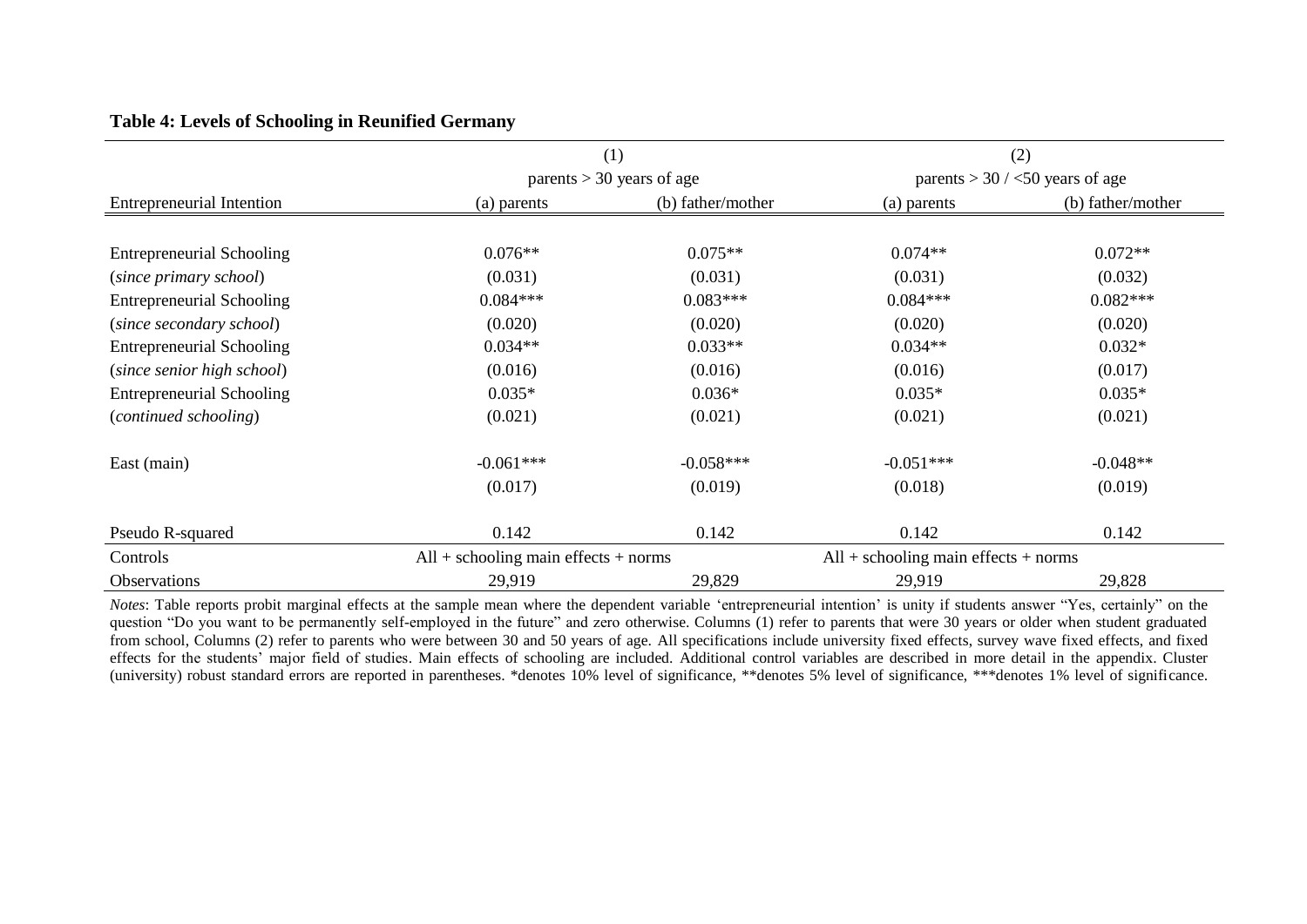**Table 4: Levels of Schooling in Reunified Germany**

| | (1) | | (2) | |
|---|---|---|---|---|
| | parents > 30 years of age | | parents > 30 / <50 years of age | |
| Entrepreneurial Intention | (a) parents | (b) father/mother | (a) parents | (b) father/mother |
| Entrepreneurial Schooling | 0.076** | 0.075** | 0.074** | 0.072** |
| (*since primary school*) | (0.031) | (0.031) | (0.031) | (0.032) |
| Entrepreneurial Schooling | 0.084*** | 0.083*** | 0.084*** | 0.082*** |
| (*since secondary school*) | (0.020) | (0.020) | (0.020) | (0.020) |
| Entrepreneurial Schooling | 0.034** | 0.033** | 0.034** | 0.032* |
| (*since senior high school*) | (0.016) | (0.016) | (0.016) | (0.017) |
| Entrepreneurial Schooling | 0.035* | 0.036* | 0.035* | 0.035* |
| (*continued schooling*) | (0.021) | (0.021) | (0.021) | (0.021) |
| East (main) | -0.061*** | -0.058*** | -0.051*** | -0.048** |
| | (0.017) | (0.019) | (0.018) | (0.019) |
| Pseudo R-squared | 0.142 | 0.142 | 0.142 | 0.142 |
| Controls | All + schooling main effects + norms | | All + schooling main effects + norms | |
| Observations | 29,919 | 29,829 | 29,919 | 29,828 |

*Notes*: Table reports probit marginal effects at the sample mean where the dependent variable 'entrepreneurial intention' is unity if students answer "Yes, certainly" on the question "Do you want to be permanently self-employed in the future" and zero otherwise. Columns (1) refer to parents that were 30 years or older when student graduated from school, Columns (2) refer to parents who were between 30 and 50 years of age. All specifications include university fixed effects, survey wave fixed effects, and fixed effects for the students' major field of studies. Main effects of schooling are included. Additional control variables are described in more detail in the appendix. Cluster (university) robust standard errors are reported in parentheses. *denotes 10% level of significance, **denotes 5% level of significance, ***denotes 1% level of significance.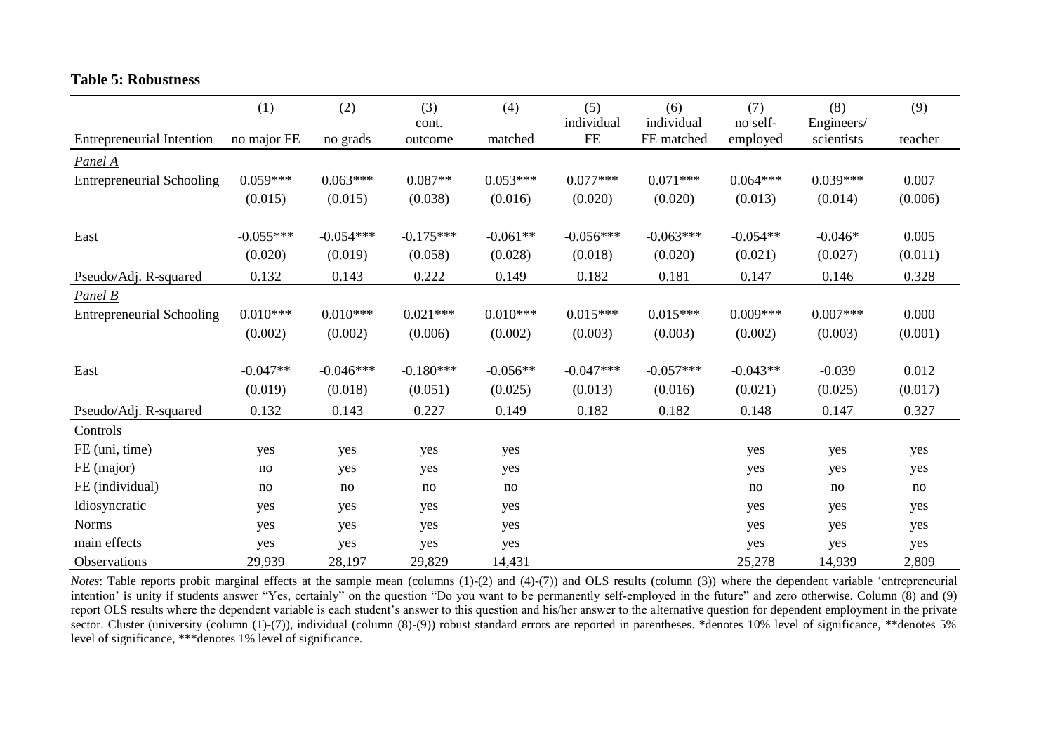**Table 5: Robustness**

| Entrepreneurial Intention | (1) no major FE | (2) no grads | (3) cont. outcome | (4) matched | (5) individual FE | (6) individual FE matched | (7) no self-employed | (8) Engineers/ scientists | (9) teacher |
|---|---|---|---|---|---|---|---|---|---|
| *Panel A* | | | | | | | | | |
| Entrepreneurial Schooling | 0.059*** | 0.063*** | 0.087** | 0.053*** | 0.077*** | 0.071*** | 0.064*** | 0.039*** | 0.007 |
| | (0.015) | (0.015) | (0.038) | (0.016) | (0.020) | (0.020) | (0.013) | (0.014) | (0.006) |
| East | -0.055*** | -0.054*** | -0.175*** | -0.061** | -0.056*** | -0.063*** | -0.054** | -0.046* | 0.005 |
| | (0.020) | (0.019) | (0.058) | (0.028) | (0.018) | (0.020) | (0.021) | (0.027) | (0.011) |
| Pseudo/Adj. R-squared | 0.132 | 0.143 | 0.222 | 0.149 | 0.182 | 0.181 | 0.147 | 0.146 | 0.328 |
| *Panel B* | | | | | | | | | |
| Entrepreneurial Schooling | 0.010*** | 0.010*** | 0.021*** | 0.010*** | 0.015*** | 0.015*** | 0.009*** | 0.007*** | 0.000 |
| | (0.002) | (0.002) | (0.006) | (0.002) | (0.003) | (0.003) | (0.002) | (0.003) | (0.001) |
| East | -0.047** | -0.046*** | -0.180*** | -0.056** | -0.047*** | -0.057*** | -0.043** | -0.039 | 0.012 |
| | (0.019) | (0.018) | (0.051) | (0.025) | (0.013) | (0.016) | (0.021) | (0.025) | (0.017) |
| Pseudo/Adj. R-squared | 0.132 | 0.143 | 0.227 | 0.149 | 0.182 | 0.182 | 0.148 | 0.147 | 0.327 |
| Controls | | | | | | | | | |
| FE (uni, time) | yes | yes | yes | yes | | | yes | yes | yes |
| FE (major) | no | yes | yes | yes | | | yes | yes | yes |
| FE (individual) | no | no | no | no | | | no | no | no |
| Idiosyncratic | yes | yes | yes | yes | | | yes | yes | yes |
| Norms | yes | yes | yes | yes | | | yes | yes | yes |
| main effects | yes | yes | yes | yes | | | yes | yes | yes |
| Observations | 29,939 | 28,197 | 29,829 | 14,431 | | | 25,278 | 14,939 | 2,809 |

*Notes*: Table reports probit marginal effects at the sample mean (columns (1)-(2) and (4)-(7)) and OLS results (column (3)) where the dependent variable 'entrepreneurial intention' is unity if students answer "Yes, certainly" on the question "Do you want to be permanently self-employed in the future" and zero otherwise. Column (8) and (9) report OLS results where the dependent variable is each student's answer to this question and his/her answer to the alternative question for dependent employment in the private sector. Cluster (university (column (1)-(7)), individual (column (8)-(9)) robust standard errors are reported in parentheses. *denotes 10% level of significance, **denotes 5% level of significance, ***denotes 1% level of significance.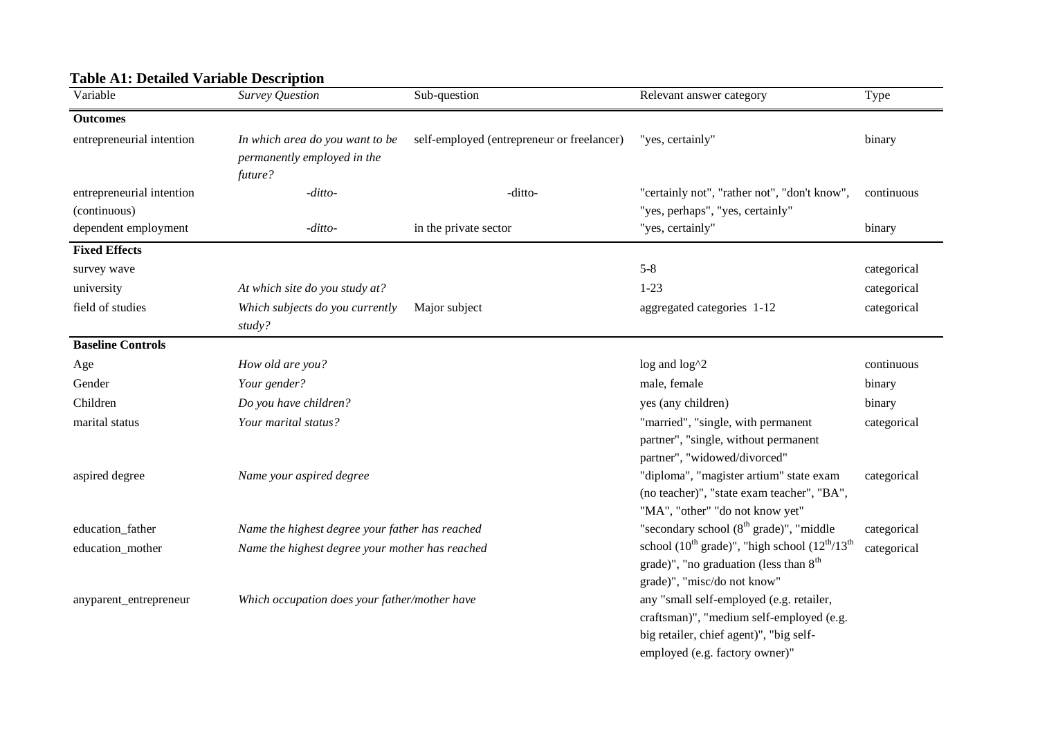**Table A1: Detailed Variable Description**

| Variable | *Survey Question* | Sub-question | Relevant answer category | Type |
|---|---|---|---|---|
| **Outcomes** | | | | |
| entrepreneurial intention | *In which area do you want to be permanently employed in the future?* | self-employed (entrepreneur or freelancer) | "yes, certainly" | binary |
| entrepreneurial intention (continuous) | *-ditto-* | -ditto- | "certainly not", "rather not", "don't know", "yes, perhaps", "yes, certainly" | continuous |
| dependent employment | *-ditto-* | in the private sector | "yes, certainly" | binary |
| **Fixed Effects** | | | | |
| survey wave | | | 5-8 | categorical |
| university | *At which site do you study at?* | | 1-23 | categorical |
| field of studies | *Which subjects do you currently study?* | Major subject | aggregated categories 1-12 | categorical |
| **Baseline Controls** | | | | |
| Age | *How old are you?* | | log and log^2 | continuous |
| Gender | *Your gender?* | | male, female | binary |
| Children | *Do you have children?* | | yes (any children) | binary |
| marital status | *Your marital status?* | | "married", "single, with permanent partner", "single, without permanent partner", "widowed/divorced" | categorical |
| aspired degree | *Name your aspired degree* | | "diploma", "magister artium" state exam (no teacher)", "state exam teacher", "BA", "MA", "other" "do not know yet" | categorical |
| education_father | *Name the highest degree your father has reached* | | "secondary school ($8^{th}$ grade)", "middle school ($10^{th}$ grade)", "high school ($12^{th}/13^{th}$ grade)", "no graduation (less than $8^{th}$ grade)", "misc/do not know" | categorical |
| education_mother | *Name the highest degree your mother has reached* | | | categorical |
| anyparent_entrepreneur | *Which occupation does your father/mother have* | | any "small self-employed (e.g. retailer, craftsman)", "medium self-employed (e.g. big retailer, chief agent)", "big self-employed (e.g. factory owner)" | |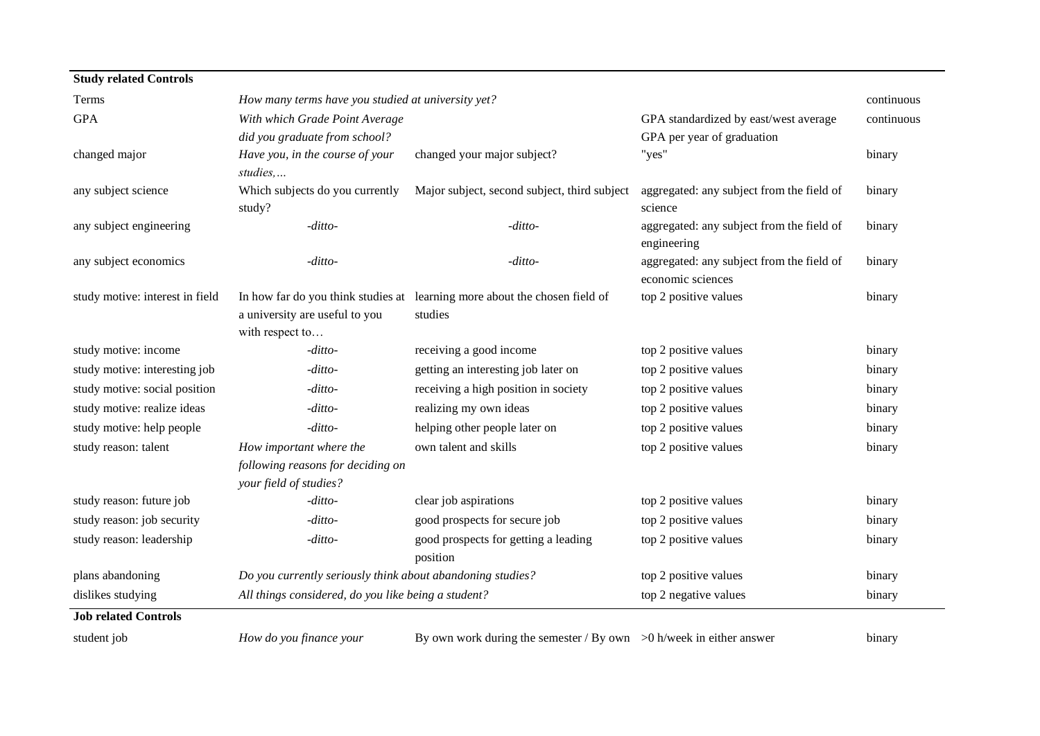| | | | | |
|---|---|---|---|---|
| **Study related Controls** | | | | |
| Terms | *How many terms have you studied at university yet?* | | | continuous |
| GPA | *With which Grade Point Average did you graduate from school?* | | GPA standardized by east/west average GPA per year of graduation | continuous |
| changed major | *Have you, in the course of your studies,…* | changed your major subject? | "yes" | binary |
| any subject science | Which subjects do you currently study? | Major subject, second subject, third subject | aggregated: any subject from the field of science | binary |
| any subject engineering | *-ditto-* | *-ditto-* | aggregated: any subject from the field of engineering | binary |
| any subject economics | *-ditto-* | *-ditto-* | aggregated: any subject from the field of economic sciences | binary |
| study motive: interest in field | In how far do you think studies at a university are useful to you with respect to… | learning more about the chosen field of studies | top 2 positive values | binary |
| study motive: income | *-ditto-* | receiving a good income | top 2 positive values | binary |
| study motive: interesting job | *-ditto-* | getting an interesting job later on | top 2 positive values | binary |
| study motive: social position | *-ditto-* | receiving a high position in society | top 2 positive values | binary |
| study motive: realize ideas | *-ditto-* | realizing my own ideas | top 2 positive values | binary |
| study motive: help people | *-ditto-* | helping other people later on | top 2 positive values | binary |
| study reason: talent | *How important where the following reasons for deciding on your field of studies?* | own talent and skills | top 2 positive values | binary |
| study reason: future job | *-ditto-* | clear job aspirations | top 2 positive values | binary |
| study reason: job security | *-ditto-* | good prospects for secure job | top 2 positive values | binary |
| study reason: leadership | *-ditto-* | good prospects for getting a leading position | top 2 positive values | binary |
| plans abandoning | *Do you currently seriously think about abandoning studies?* | | top 2 positive values | binary |
| dislikes studying | *All things considered, do you like being a student?* | | top 2 negative values | binary |
| **Job related Controls** | | | | |
| student job | *How do you finance your* | By own work during the semester / By own | >0 h/week in either answer | binary |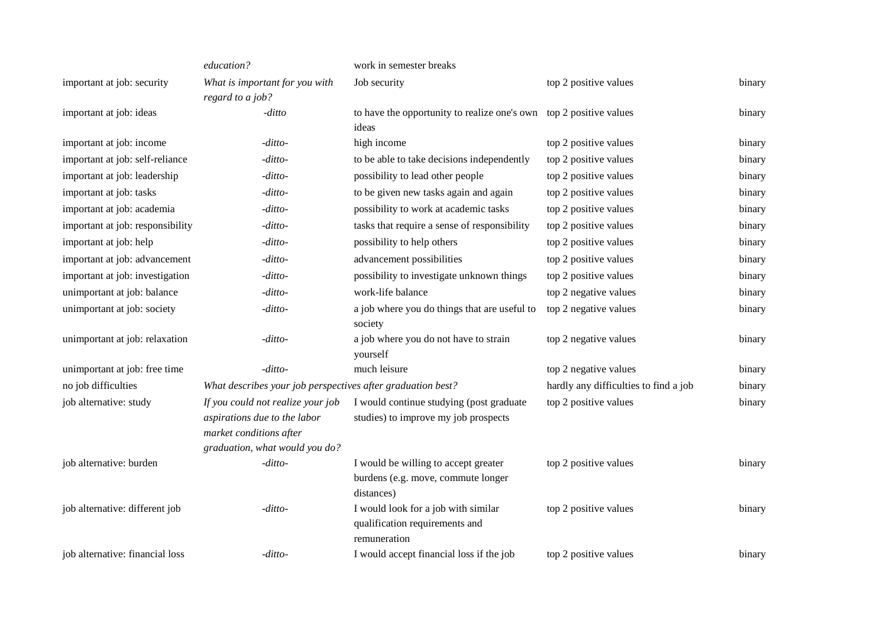| | | | | |
|---|---|---|---|---|
| | *education?* | work in semester breaks | | |
| important at job: security | *What is important for you with regard to a job?* | Job security | top 2 positive values | binary |
| important at job: ideas | *-ditto* | to have the opportunity to realize one's own ideas | top 2 positive values | binary |
| important at job: income | *-ditto-* | high income | top 2 positive values | binary |
| important at job: self-reliance | *-ditto-* | to be able to take decisions independently | top 2 positive values | binary |
| important at job: leadership | *-ditto-* | possibility to lead other people | top 2 positive values | binary |
| important at job: tasks | *-ditto-* | to be given new tasks again and again | top 2 positive values | binary |
| important at job: academia | *-ditto-* | possibility to work at academic tasks | top 2 positive values | binary |
| important at job: responsibility | *-ditto-* | tasks that require a sense of responsibility | top 2 positive values | binary |
| important at job: help | *-ditto-* | possibility to help others | top 2 positive values | binary |
| important at job: advancement | *-ditto-* | advancement possibilities | top 2 positive values | binary |
| important at job: investigation | *-ditto-* | possibility to investigate unknown things | top 2 positive values | binary |
| unimportant at job: balance | *-ditto-* | work-life balance | top 2 negative values | binary |
| unimportant at job: society | *-ditto-* | a job where you do things that are useful to society | top 2 negative values | binary |
| unimportant at job: relaxation | *-ditto-* | a job where you do not have to strain yourself | top 2 negative values | binary |
| unimportant at job: free time | *-ditto-* | much leisure | top 2 negative values | binary |
| no job difficulties | *What describes your job perspectives after graduation best?* | | hardly any difficulties to find a job | binary |
| job alternative: study | *If you could not realize your job aspirations due to the labor market conditions after graduation, what would you do?* | I would continue studying (post graduate studies) to improve my job prospects | top 2 positive values | binary |
| job alternative: burden | *-ditto-* | I would be willing to accept greater burdens (e.g. move, commute longer distances) | top 2 positive values | binary |
| job alternative: different job | *-ditto-* | I would look for a job with similar qualification requirements and remuneration | top 2 positive values | binary |
| job alternative: financial loss | *-ditto-* | I would accept financial loss if the job | top 2 positive values | binary |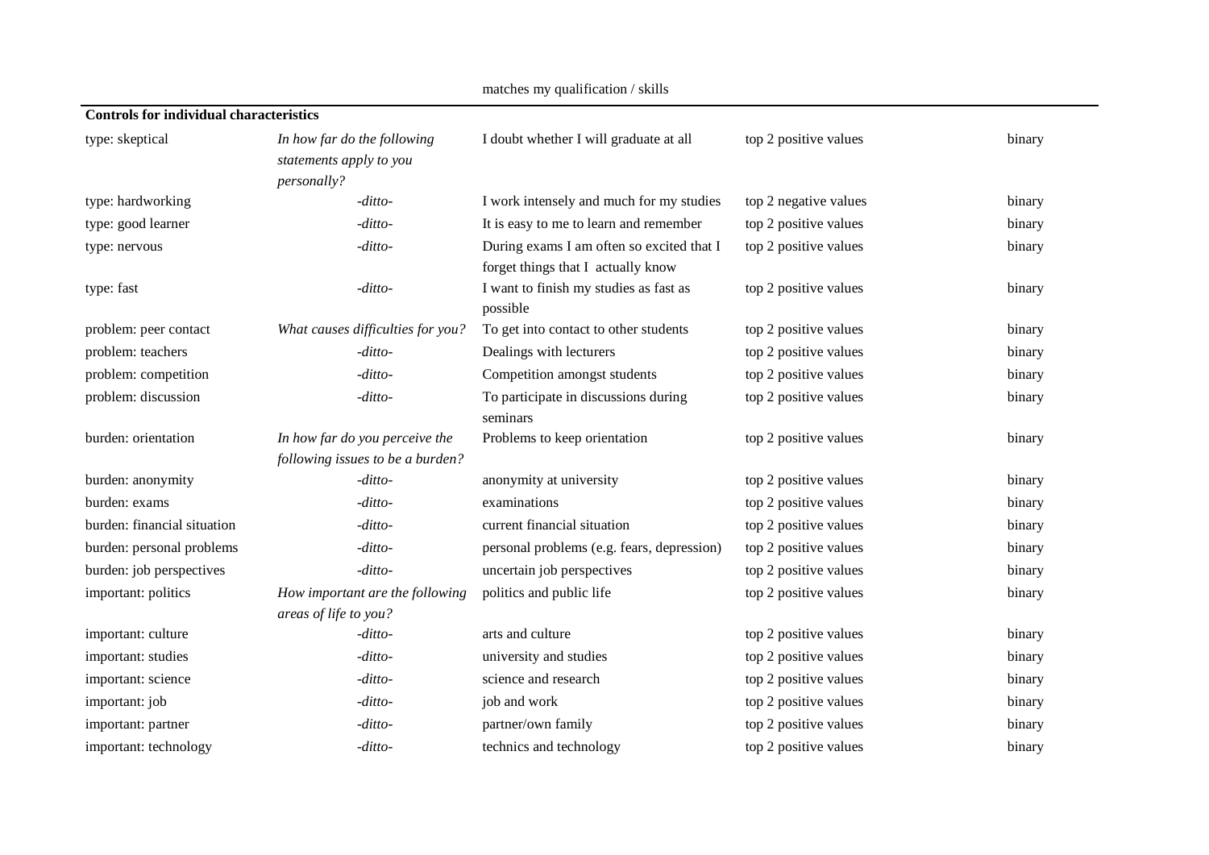| | | matches my qualification / skills | | |
|---|---|---|---|---|
| **Controls for individual characteristics** | | | | |
| type: skeptical | *In how far do the following statements apply to you personally?* | I doubt whether I will graduate at all | top 2 positive values | binary |
| type: hardworking | *-ditto-* | I work intensely and much for my studies | top 2 negative values | binary |
| type: good learner | *-ditto-* | It is easy to me to learn and remember | top 2 positive values | binary |
| type: nervous | *-ditto-* | During exams I am often so excited that I forget things that I actually know | top 2 positive values | binary |
| type: fast | *-ditto-* | I want to finish my studies as fast as possible | top 2 positive values | binary |
| problem: peer contact | *What causes difficulties for you?* | To get into contact to other students | top 2 positive values | binary |
| problem: teachers | *-ditto-* | Dealings with lecturers | top 2 positive values | binary |
| problem: competition | *-ditto-* | Competition amongst students | top 2 positive values | binary |
| problem: discussion | *-ditto-* | To participate in discussions during seminars | top 2 positive values | binary |
| burden: orientation | *In how far do you perceive the following issues to be a burden?* | Problems to keep orientation | top 2 positive values | binary |
| burden: anonymity | *-ditto-* | anonymity at university | top 2 positive values | binary |
| burden: exams | *-ditto-* | examinations | top 2 positive values | binary |
| burden: financial situation | *-ditto-* | current financial situation | top 2 positive values | binary |
| burden: personal problems | *-ditto-* | personal problems (e.g. fears, depression) | top 2 positive values | binary |
| burden: job perspectives | *-ditto-* | uncertain job perspectives | top 2 positive values | binary |
| important: politics | *How important are the following areas of life to you?* | politics and public life | top 2 positive values | binary |
| important: culture | *-ditto-* | arts and culture | top 2 positive values | binary |
| important: studies | *-ditto-* | university and studies | top 2 positive values | binary |
| important: science | *-ditto-* | science and research | top 2 positive values | binary |
| important: job | *-ditto-* | job and work | top 2 positive values | binary |
| important: partner | *-ditto-* | partner/own family | top 2 positive values | binary |
| important: technology | *-ditto-* | technics and technology | top 2 positive values | binary |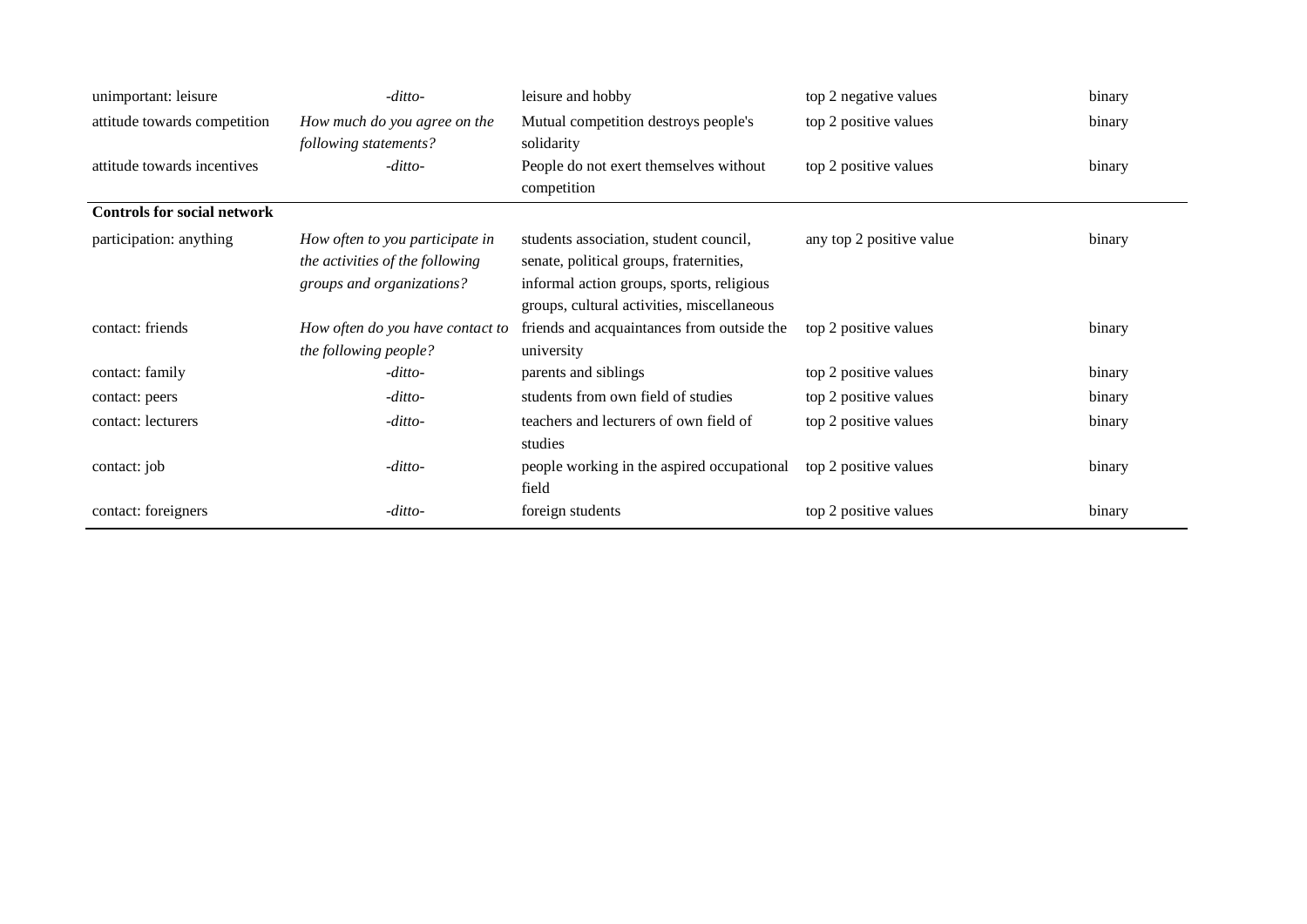| | | | | |
|---|---|---|---|---|
| unimportant: leisure | *-ditto-* | leisure and hobby | top 2 negative values | binary |
| attitude towards competition | *How much do you agree on the following statements?* | Mutual competition destroys people's solidarity | top 2 positive values | binary |
| attitude towards incentives | *-ditto-* | People do not exert themselves without competition | top 2 positive values | binary |
| **Controls for social network** | | | | |
| participation: anything | *How often to you participate in the activities of the following groups and organizations?* | students association, student council, senate, political groups, fraternities, informal action groups, sports, religious groups, cultural activities, miscellaneous | any top 2 positive value | binary |
| contact: friends | *How often do you have contact to the following people?* | friends and acquaintances from outside the university | top 2 positive values | binary |
| contact: family | *-ditto-* | parents and siblings | top 2 positive values | binary |
| contact: peers | *-ditto-* | students from own field of studies | top 2 positive values | binary |
| contact: lecturers | *-ditto-* | teachers and lecturers of own field of studies | top 2 positive values | binary |
| contact: job | *-ditto-* | people working in the aspired occupational field | top 2 positive values | binary |
| contact: foreigners | *-ditto-* | foreign students | top 2 positive values | binary |